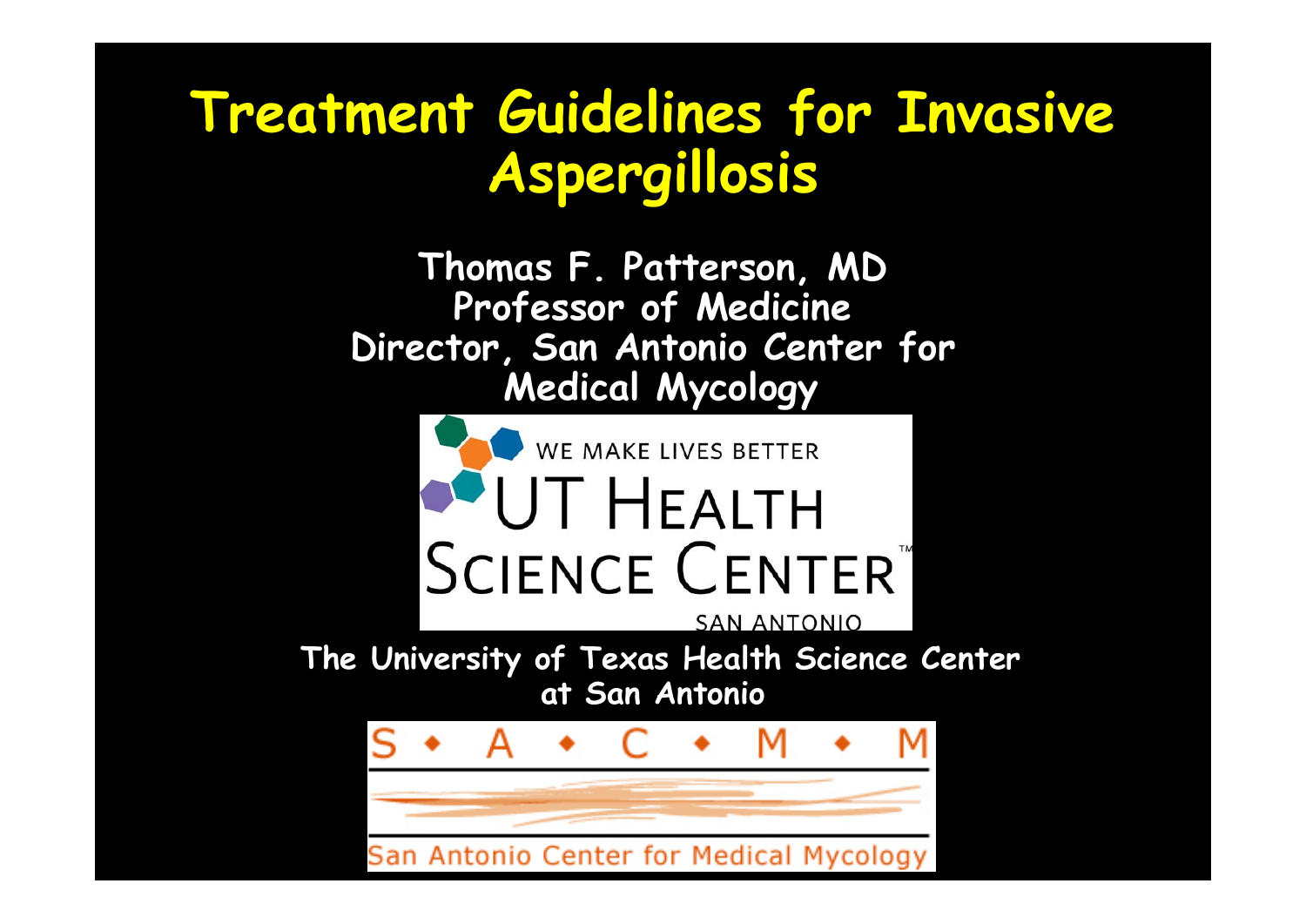# Treatment Guidelines for Invasive Aspergillosis

**Thomas F. Patterson, MD**
**Professor of Medicine**
**Director, San Antonio Center for Medical Mycology**

WE MAKE LIVES BETTER
UT HEALTH SCIENCE CENTER
SAN ANTONIO

**The University of Texas Health Science Center at San Antonio**

S • A • C • M • M
San Antonio Center for Medical Mycology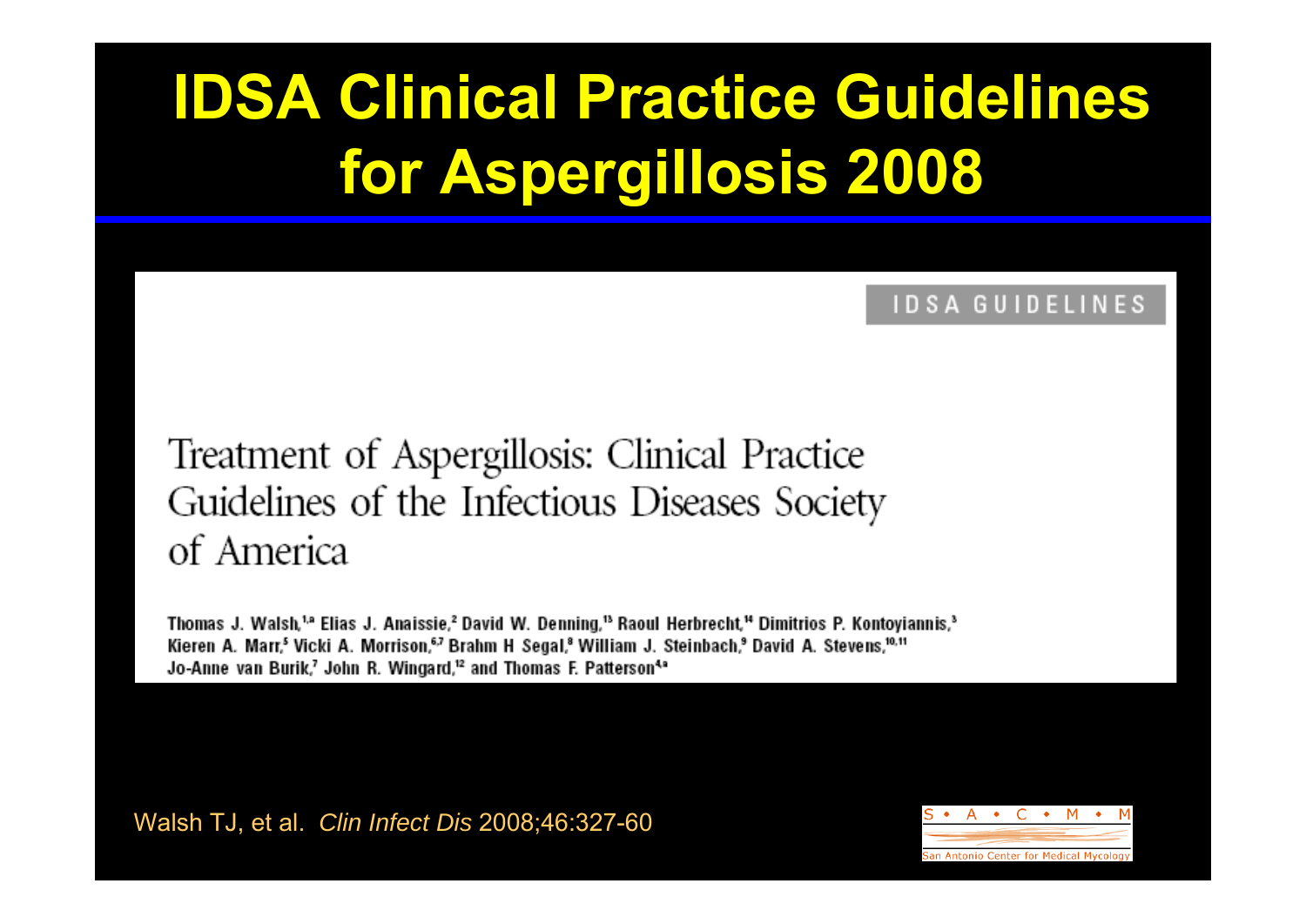# IDSA Clinical Practice Guidelines for Aspergillosis 2008

IDSA GUIDELINES

## Treatment of Aspergillosis: Clinical Practice Guidelines of the Infectious Diseases Society of America

Thomas J. Walsh,[1,a] Elias J. Anaissie,[2] David W. Denning,[13] Raoul Herbrecht,[14] Dimitrios P. Kontoyiannis,[3] Kieren A. Marr,[5] Vicki A. Morrison,[6,7] Brahm H Segal,[8] William J. Steinbach,[9] David A. Stevens,[10,11] Jo-Anne van Burik,[7] John R. Wingard,[12] and Thomas F. Patterson[4,a]

Walsh TJ, et al. *Clin Infect Dis* 2008;46:327-60

S • A • C • M • M

San Antonio Center for Medical Mycology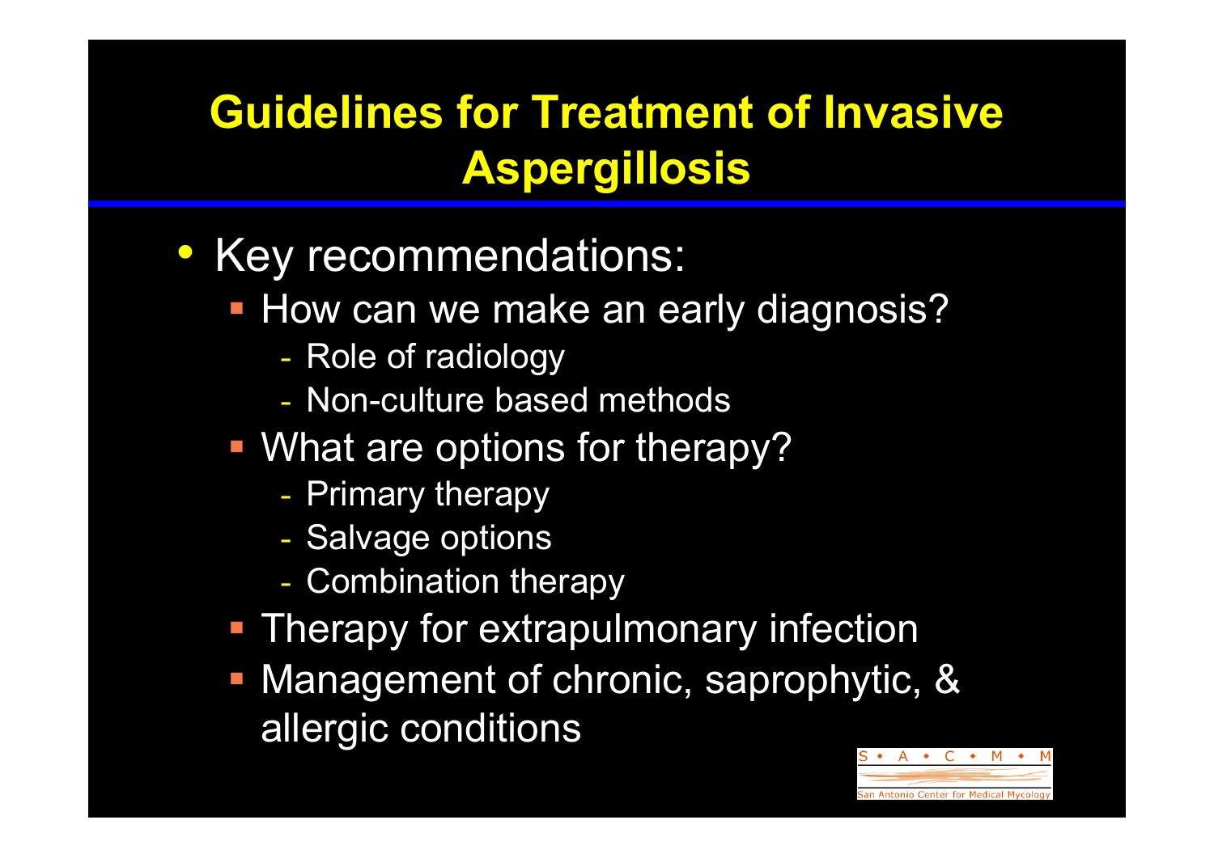# Guidelines for Treatment of Invasive Aspergillosis

- Key recommendations:
  - How can we make an early diagnosis?
    - Role of radiology
    - Non-culture based methods
  - What are options for therapy?
    - Primary therapy
    - Salvage options
    - Combination therapy
  - Therapy for extrapulmonary infection
  - Management of chronic, saprophytic, & allergic conditions

S • A • C • M • M
San Antonio Center for Medical Mycology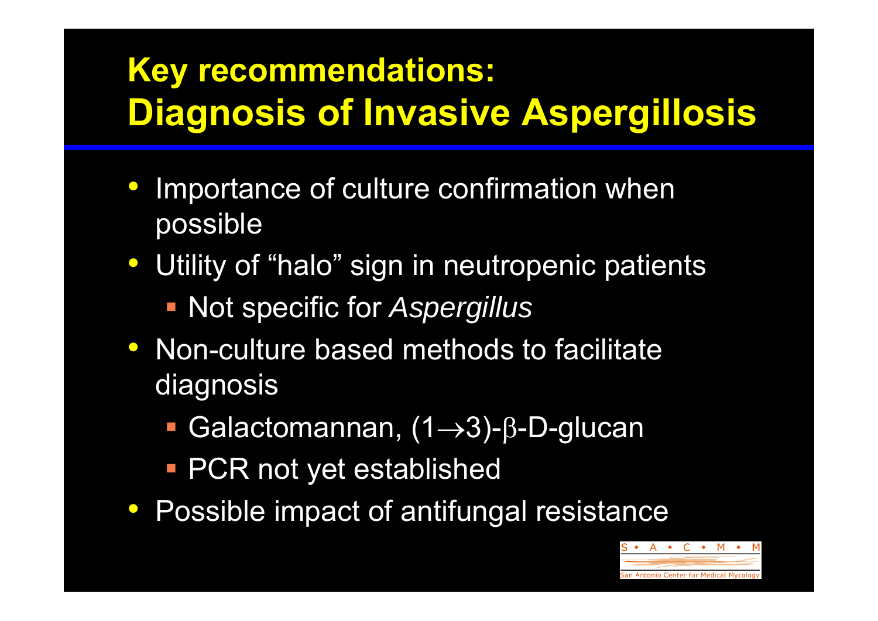# Key recommendations: Diagnosis of Invasive Aspergillosis

- Importance of culture confirmation when possible
- Utility of “halo” sign in neutropenic patients
  - Not specific for *Aspergillus*
- Non-culture based methods to facilitate diagnosis
  - Galactomannan, $(1 \rightarrow 3)$-$\beta$-D-glucan
  - PCR not yet established
- Possible impact of antifungal resistance

S • A • C • M • M

San Antonio Center for Medical Mycology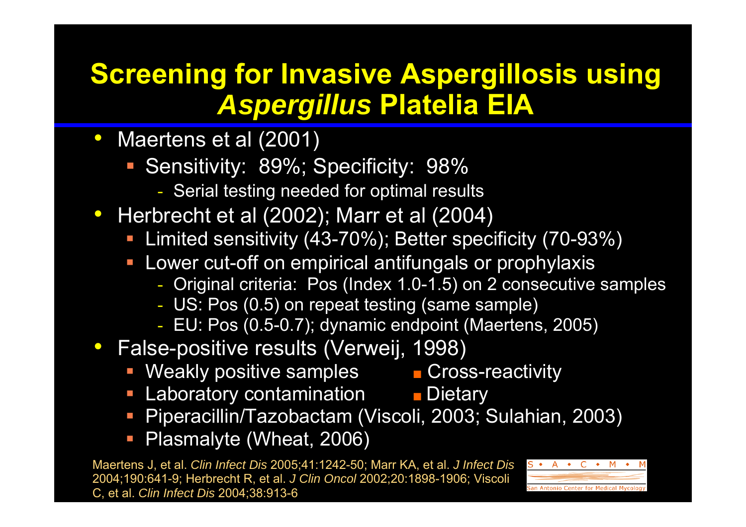# Screening for Invasive Aspergillosis using *Aspergillus* Platelia EIA

- Maertens et al (2001)
  - Sensitivity: 89%; Specificity: 98%
    - Serial testing needed for optimal results
- Herbrecht et al (2002); Marr et al (2004)
  - Limited sensitivity (43-70%); Better specificity (70-93%)
  - Lower cut-off on empirical antifungals or prophylaxis
    - Original criteria: Pos (Index 1.0-1.5) on 2 consecutive samples
    - US: Pos (0.5) on repeat testing (same sample)
    - EU: Pos (0.5-0.7); dynamic endpoint (Maertens, 2005)
- False-positive results (Verweij, 1998)
  - Weakly positive samples
  - Cross-reactivity
  - Laboratory contamination
  - Dietary
  - Piperacillin/Tazobactam (Viscoli, 2003; Sulahian, 2003)
  - Plasmalyte (Wheat, 2006)

Maertens J, et al. *Clin Infect Dis* 2005;41:1242-50; Marr KA, et al. *J Infect Dis* 2004;190:641-9; Herbrecht R, et al. *J Clin Oncol* 2002;20:1898-1906; Viscoli C, et al. *Clin Infect Dis* 2004;38:913-6

S • A • C • M • M
San Antonio Center for Medical Mycology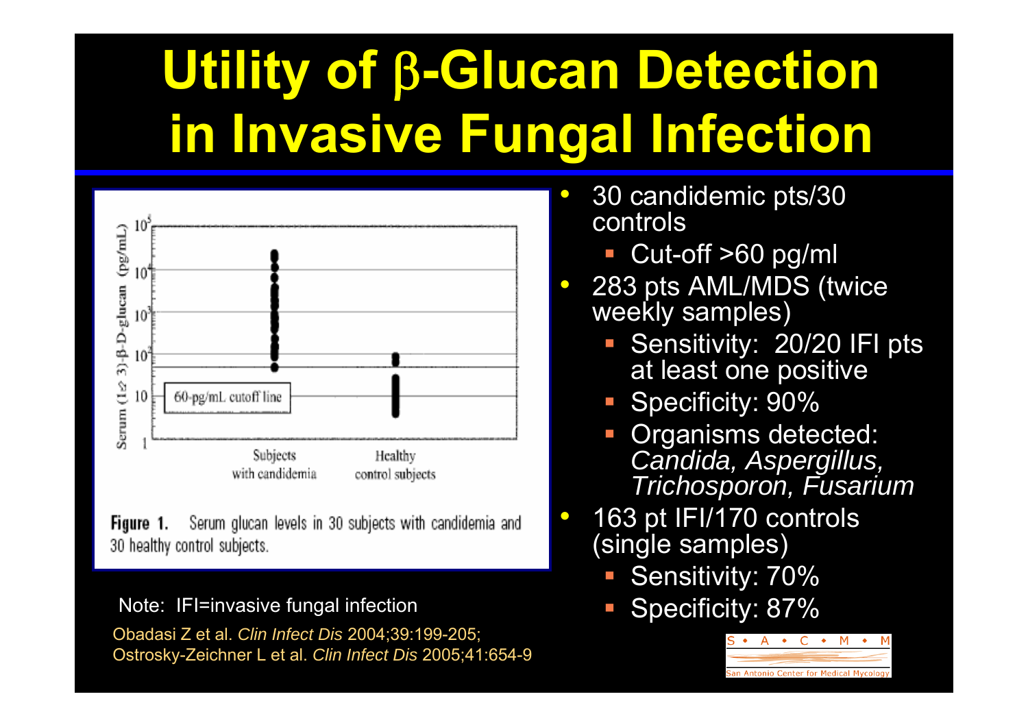# Utility of β-Glucan Detection in Invasive Fungal Infection

Figure 1. Serum glucan levels in 30 subjects with candidemia and 30 healthy control subjects.

Note: IFI=invasive fungal infection

Obadasi Z et al. *Clin Infect Dis* 2004;39:199-205; Ostrosky-Zeichner L et al. *Clin Infect Dis* 2005;41:654-9

- 30 candidemic pts/30 controls
  - Cut-off >60 pg/ml
- 283 pts AML/MDS (twice weekly samples)
  - Sensitivity: 20/20 IFI pts at least one positive
  - Specificity: 90%
  - Organisms detected: *Candida, Aspergillus, Trichosporon, Fusarium*
- 163 pt IFI/170 controls (single samples)
  - Sensitivity: 70%
  - Specificity: 87%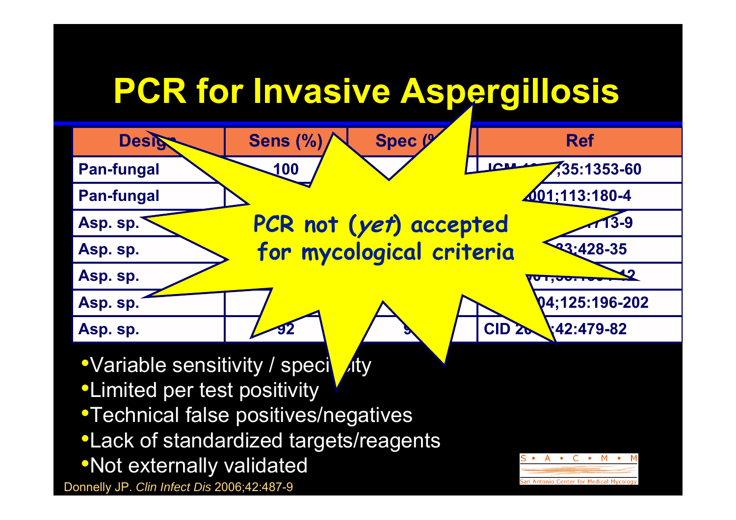# PCR for Invasive Aspergillosis

| Design | Sens (%) | Spec (%) | Ref |
|---|---|---|---|
| Pan-fungal | 100 | | JCM 1997;35:1353-60 |
| Pan-fungal | | | 2001;113:180-4 |
| Asp. sp. | | | 713-9 |
| Asp. sp. | | | 23:428-35 |
| Asp. sp. | | | 2001;39:1 42 |
| Asp. sp. | | | 2004;125:196-202 |
| Asp. sp. | 92 | 9 | CID 20 ;42:479-82 |

PCR not (*yet*) accepted for mycological criteria

- Variable sensitivity / specificity
- Limited per test positivity
- Technical false positives/negatives
- Lack of standardized targets/reagents
- Not externally validated

Donnelly JP. *Clin Infect Dis* 2006;42:487-9

S • A • C • M • M
San Antonio Center for Medical Mycology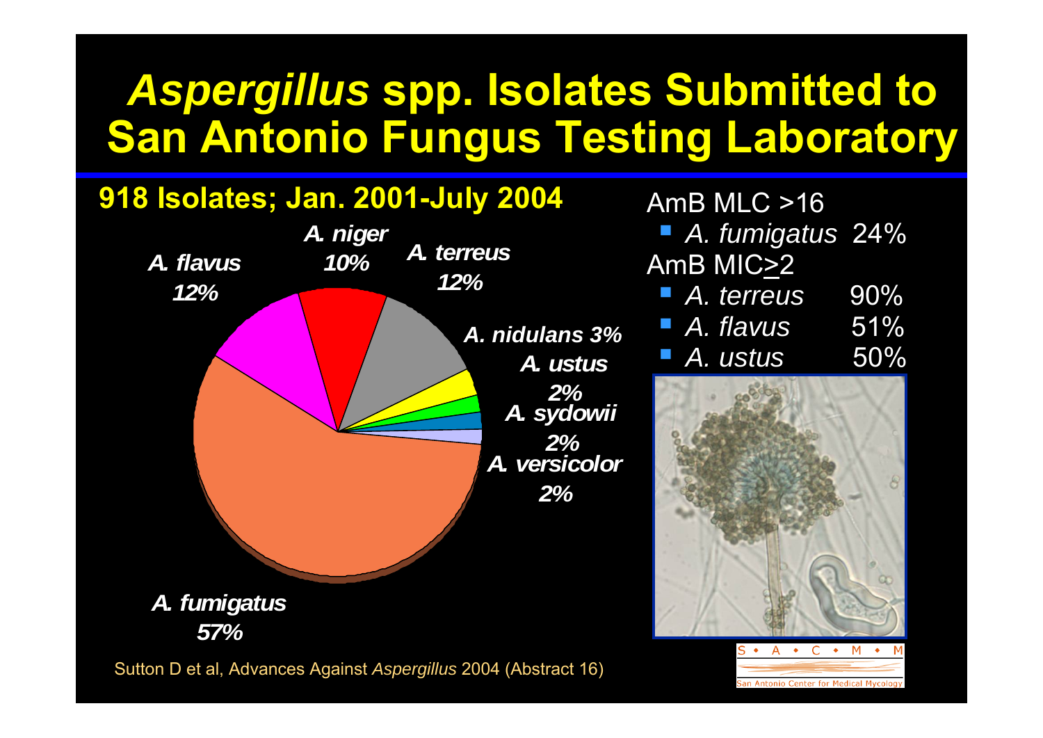# *Aspergillus* spp. Isolates Submitted to San Antonio Fungus Testing Laboratory

**918 Isolates; Jan. 2001-July 2004**

| Species | % |
|---|---|
| *A. fumigatus* | 57% |
| *A. flavus* | 12% |
| *A. niger* | 10% |
| *A. terreus* | 12% |
| *A. nidulans* | 3% |
| *A. ustus* | 2% |
| *A. sydowii* | 2% |
| *A. versicolor* | 2% |

AmB MLC >16

- *A. fumigatus* 24%

AmB MIC≥2

- *A. terreus* 90%
- *A. flavus* 51%
- *A. ustus* 50%

Sutton D et al, Advances Against *Aspergillus* 2004 (Abstract 16)

S • A • C • M • M
San Antonio Center for Medical Mycology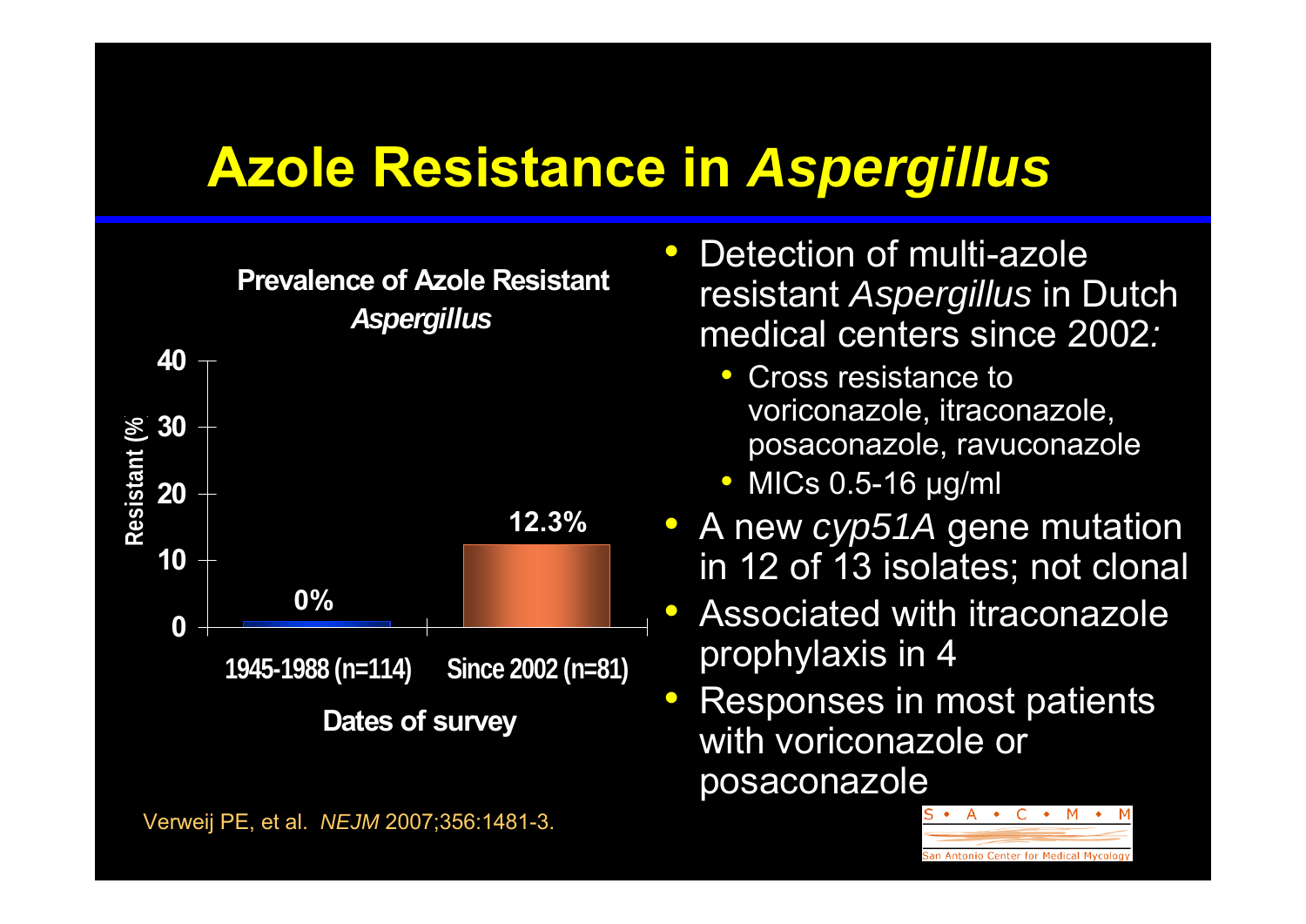# Azole Resistance in *Aspergillus*

**Prevalence of Azole Resistant *Aspergillus***

| Dates of survey | Resistant (%) |
|---|---|
| 1945-1988 (n=114) | 0% |
| Since 2002 (n=81) | 12.3% |

- Detection of multi-azole resistant *Aspergillus* in Dutch medical centers since 2002*:*
  - Cross resistance to voriconazole, itraconazole, posaconazole, ravuconazole
  - MICs 0.5-16 µg/ml
- A new *cyp51A* gene mutation in 12 of 13 isolates; not clonal
- Associated with itraconazole prophylaxis in 4
- Responses in most patients with voriconazole or posaconazole

Verweij PE, et al. *NEJM* 2007;356:1481-3.

S • A • C • M • M
San Antonio Center for Medical Mycology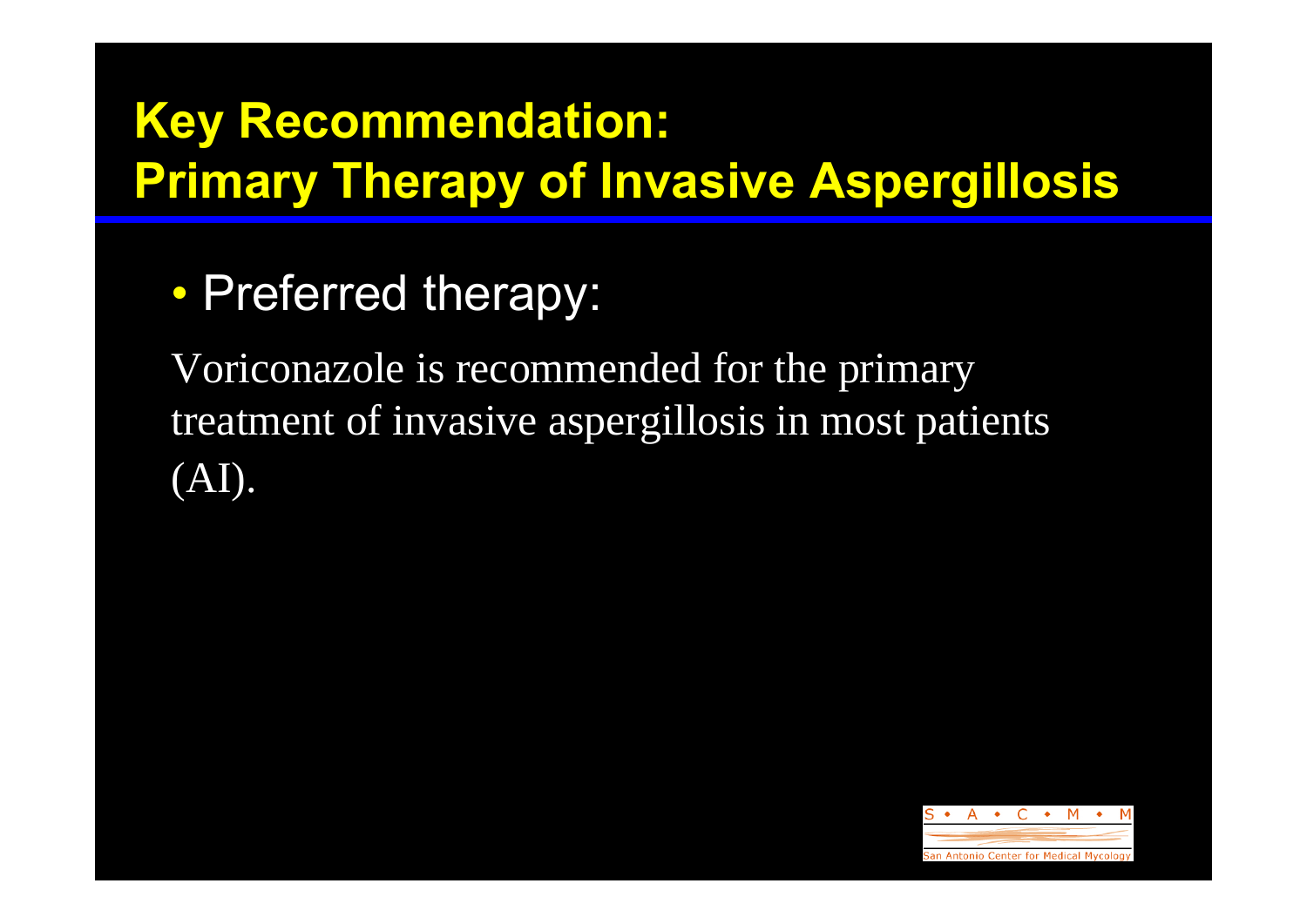# Key Recommendation: Primary Therapy of Invasive Aspergillosis

- Preferred therapy:

Voriconazole is recommended for the primary treatment of invasive aspergillosis in most patients (AI).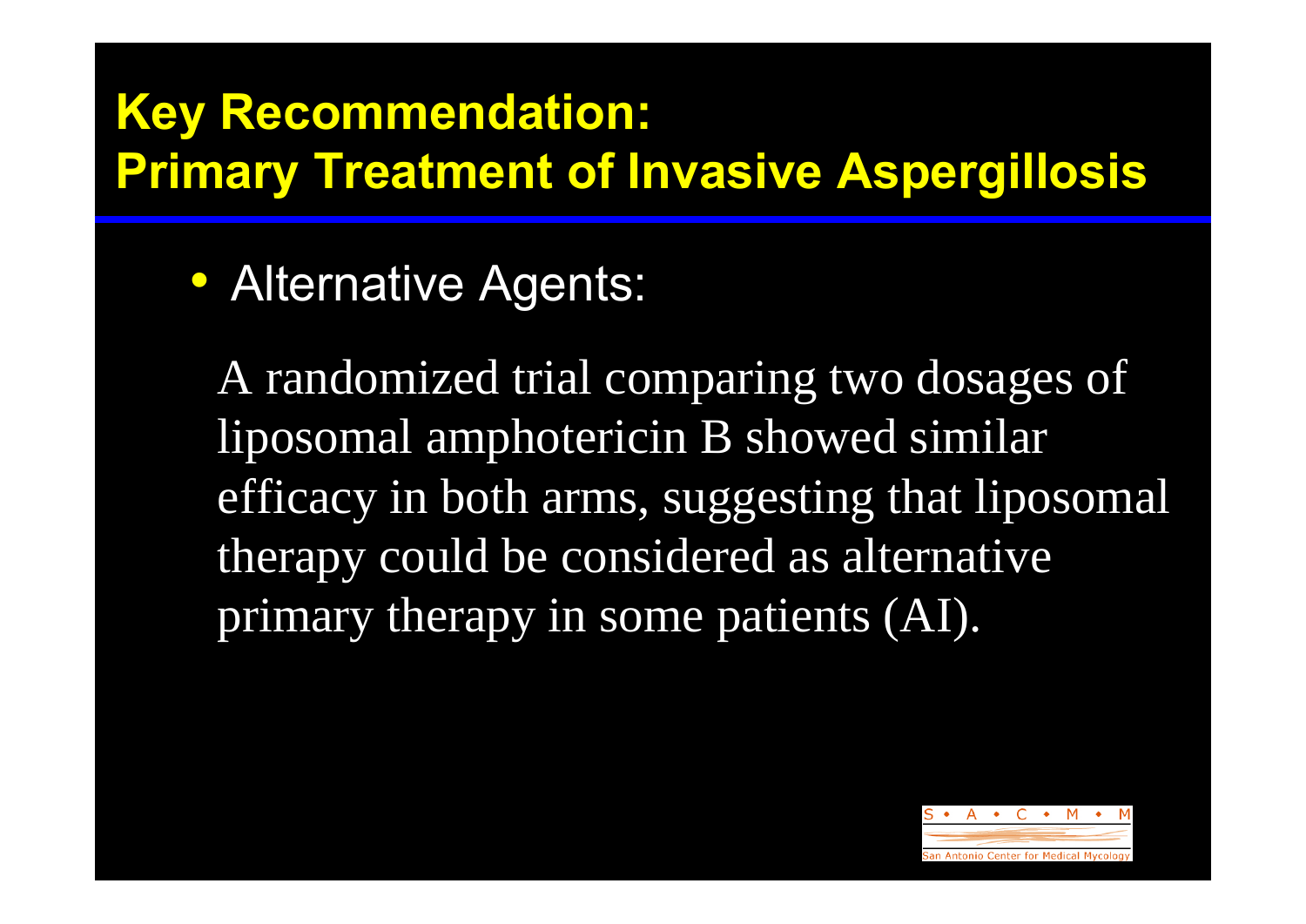# Key Recommendation: Primary Treatment of Invasive Aspergillosis

- Alternative Agents:

A randomized trial comparing two dosages of liposomal amphotericin B showed similar efficacy in both arms, suggesting that liposomal therapy could be considered as alternative primary therapy in some patients (AI).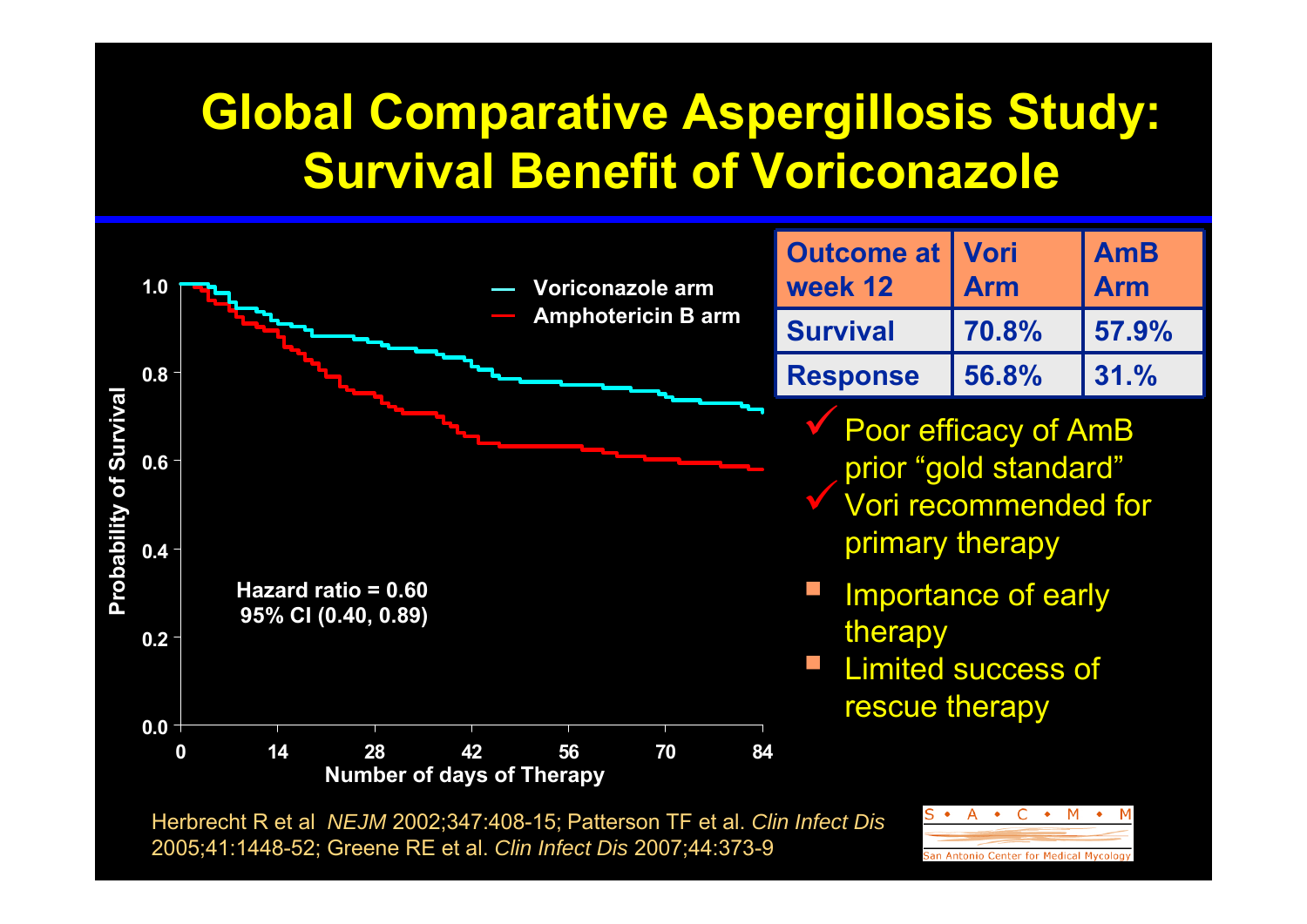# Global Comparative Aspergillosis Study: Survival Benefit of Voriconazole

Hazard ratio = 0.60
95% CI (0.40, 0.89)

| Outcome at week 12 | Vori Arm | AmB Arm |
|---|---|---|
| Survival | 70.8% | 57.9% |
| Response | 56.8% | 31.% |

- ✓ Poor efficacy of AmB prior "gold standard"
- ✓ Vori recommended for primary therapy
- Importance of early therapy
- Limited success of rescue therapy

Herbrecht R et al *NEJM* 2002;347:408-15; Patterson TF et al. *Clin Infect Dis* 2005;41:1448-52; Greene RE et al. *Clin Infect Dis* 2007;44:373-9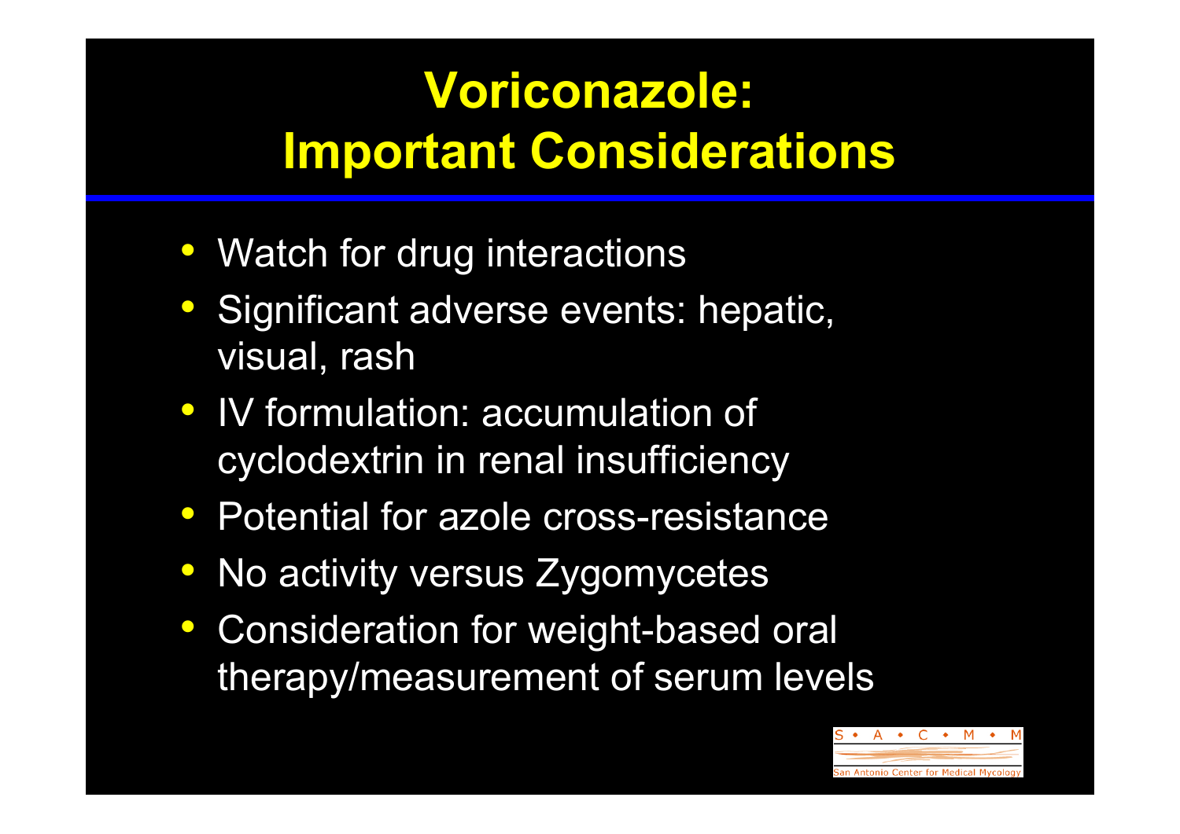# Voriconazole: Important Considerations

- Watch for drug interactions
- Significant adverse events: hepatic, visual, rash
- IV formulation: accumulation of cyclodextrin in renal insufficiency
- Potential for azole cross-resistance
- No activity versus Zygomycetes
- Consideration for weight-based oral therapy/measurement of serum levels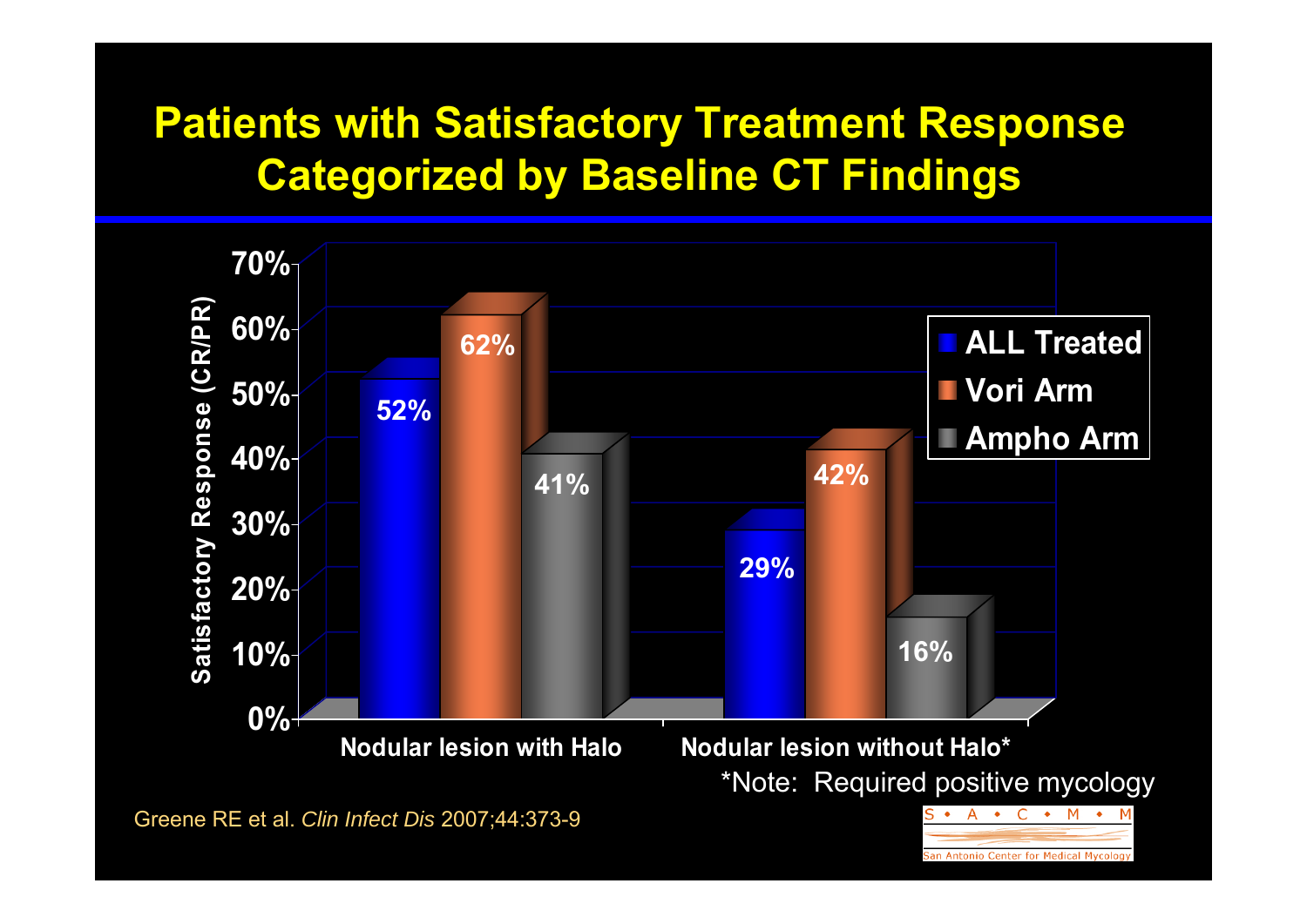# Patients with Satisfactory Treatment Response Categorized by Baseline CT Findings

Satisfactory Response (CR/PR)

| | ALL Treated | Vori Arm | Ampho Arm |
|---|---|---|---|
| Nodular lesion with Halo | 52% | 62% | 41% |
| Nodular lesion without Halo* | 29% | 42% | 16% |

*Note: Required positive mycology

Greene RE et al. *Clin Infect Dis* 2007;44:373-9

S • A • C • M • M
San Antonio Center for Medical Mycology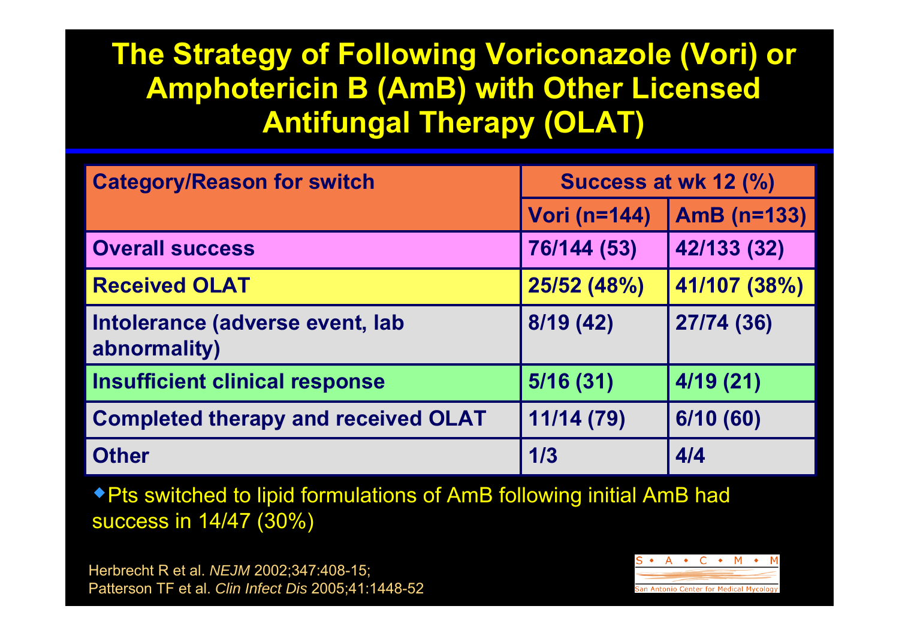# The Strategy of Following Voriconazole (Vori) or Amphotericin B (AmB) with Other Licensed Antifungal Therapy (OLAT)

| Category/Reason for switch | Success at wk 12 (%) | |
|---|---|---|
| | Vori (n=144) | AmB (n=133) |
| Overall success | 76/144 (53) | 42/133 (32) |
| Received OLAT | 25/52 (48%) | 41/107 (38%) |
| Intolerance (adverse event, lab abnormality) | 8/19 (42) | 27/74 (36) |
| Insufficient clinical response | 5/16 (31) | 4/19 (21) |
| Completed therapy and received OLAT | 11/14 (79) | 6/10 (60) |
| Other | 1/3 | 4/4 |

- Pts switched to lipid formulations of AmB following initial AmB had success in 14/47 (30%)

Herbrecht R et al. *NEJM* 2002;347:408-15;
Patterson TF et al. *Clin Infect Dis* 2005;41:1448-52

S • A • C • M • M
San Antonio Center for Medical Mycology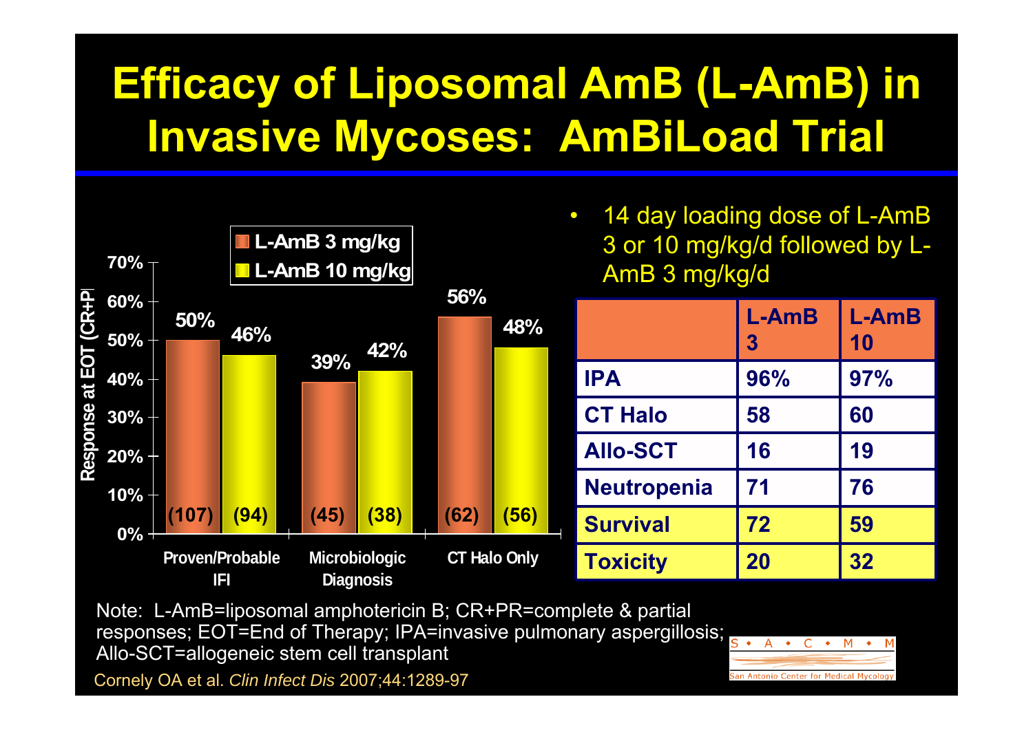# Efficacy of Liposomal AmB (L-AmB) in Invasive Mycoses: AmBiLoad Trial

Response at EOT (CR+PR)

| | L-AmB 3 mg/kg | L-AmB 10 mg/kg |
|---|---|---|
| Proven/Probable IFI | 50% (107) | 46% (94) |
| Microbiologic Diagnosis | 39% (45) | 42% (38) |
| CT Halo Only | 56% (62) | 48% (56) |

- 14 day loading dose of L-AmB 3 or 10 mg/kg/d followed by L-AmB 3 mg/kg/d

| | L-AmB 3 | L-AmB 10 |
|---|---|---|
| IPA | 96% | 97% |
| CT Halo | 58 | 60 |
| Allo-SCT | 16 | 19 |
| Neutropenia | 71 | 76 |
| Survival | 72 | 59 |
| Toxicity | 20 | 32 |

Note: L-AmB=liposomal amphotericin B; CR+PR=complete & partial responses; EOT=End of Therapy; IPA=invasive pulmonary aspergillosis; Allo-SCT=allogeneic stem cell transplant

Cornely OA et al. *Clin Infect Dis* 2007;44:1289-97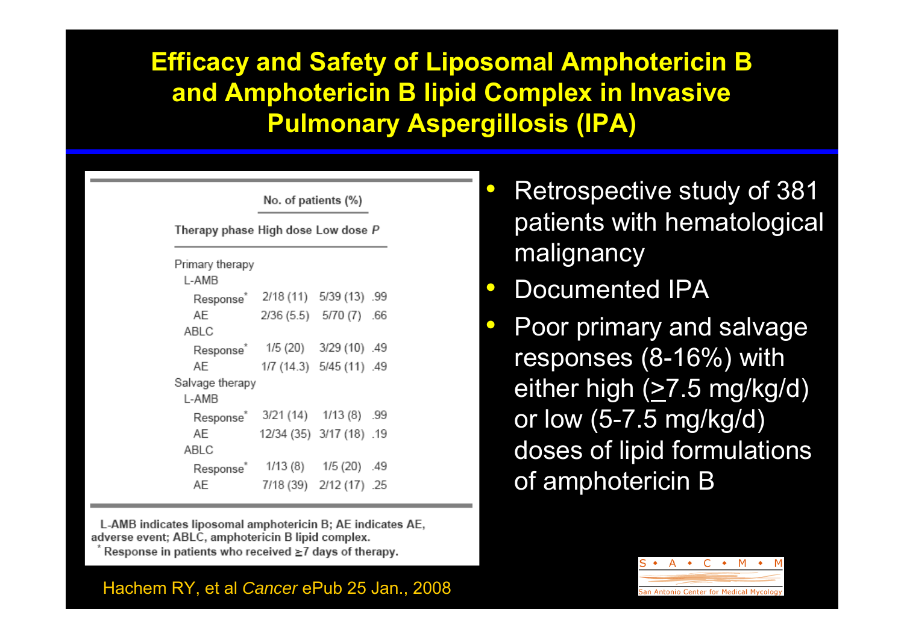# Efficacy and Safety of Liposomal Amphotericin B and Amphotericin B lipid Complex in Invasive Pulmonary Aspergillosis (IPA)

| Therapy phase | High dose | Low dose | P |
|---|---|---|---|
| | No. of patients (%) | | |
| Primary therapy | | | |
| L-AMB | | | |
| Response* | 2/18 (11) | 5/39 (13) | .99 |
| AE | 2/36 (5.5) | 5/70 (7) | .66 |
| ABLC | | | |
| Response* | 1/5 (20) | 3/29 (10) | .49 |
| AE | 1/7 (14.3) | 5/45 (11) | .49 |
| Salvage therapy | | | |
| L-AMB | | | |
| Response* | 3/21 (14) | 1/13 (8) | .99 |
| AE | 12/34 (35) | 3/17 (18) | .19 |
| ABLC | | | |
| Response* | 1/13 (8) | 1/5 (20) | .49 |
| AE | 7/18 (39) | 2/12 (17) | .25 |

L-AMB indicates liposomal amphotericin B; AE indicates AE, adverse event; ABLC, amphotericin B lipid complex.
\* Response in patients who received ≥7 days of therapy.

Hachem RY, et al *Cancer* ePub 25 Jan., 2008

- Retrospective study of 381 patients with hematological malignancy
- Documented IPA
- Poor primary and salvage responses (8-16%) with either high (≥7.5 mg/kg/d) or low (5-7.5 mg/kg/d) doses of lipid formulations of amphotericin B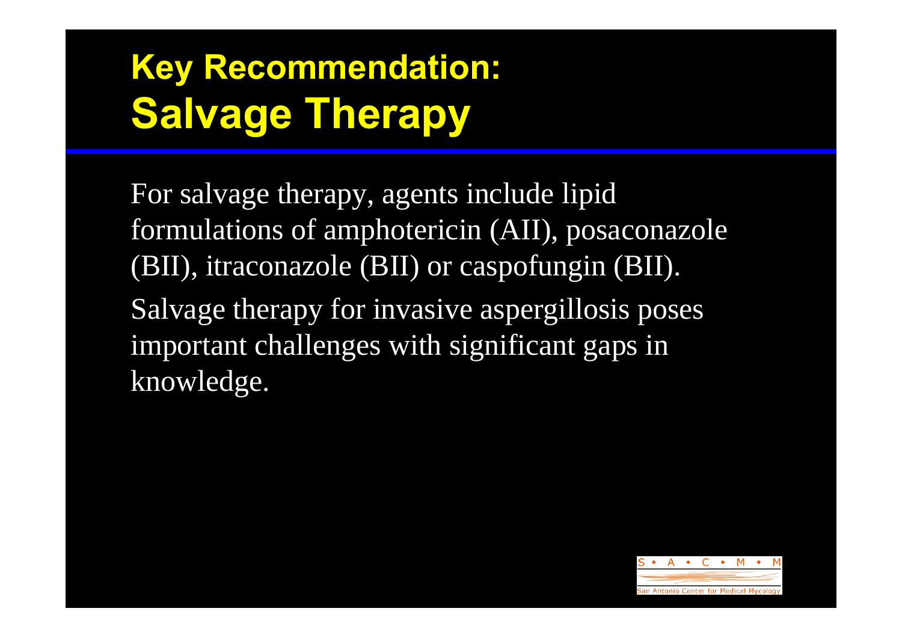# Key Recommendation: Salvage Therapy

For salvage therapy, agents include lipid formulations of amphotericin (AII), posaconazole (BII), itraconazole (BII) or caspofungin (BII).

Salvage therapy for invasive aspergillosis poses important challenges with significant gaps in knowledge.

S • A • C • M • M

San Antonio Center for Medical Mycology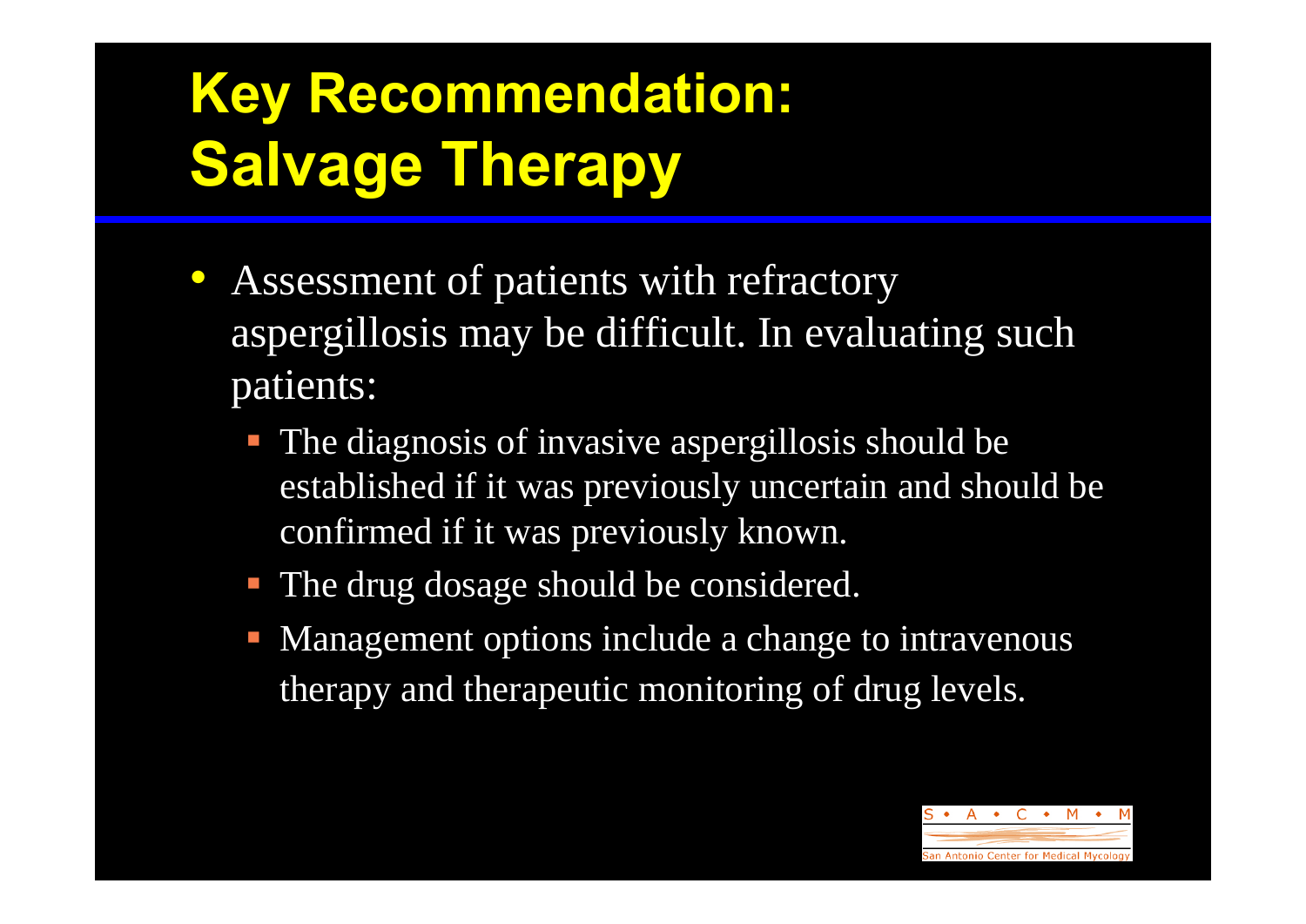# Key Recommendation: Salvage Therapy

- Assessment of patients with refractory aspergillosis may be difficult. In evaluating such patients:
  - The diagnosis of invasive aspergillosis should be established if it was previously uncertain and should be confirmed if it was previously known.
  - The drug dosage should be considered.
  - Management options include a change to intravenous therapy and therapeutic monitoring of drug levels.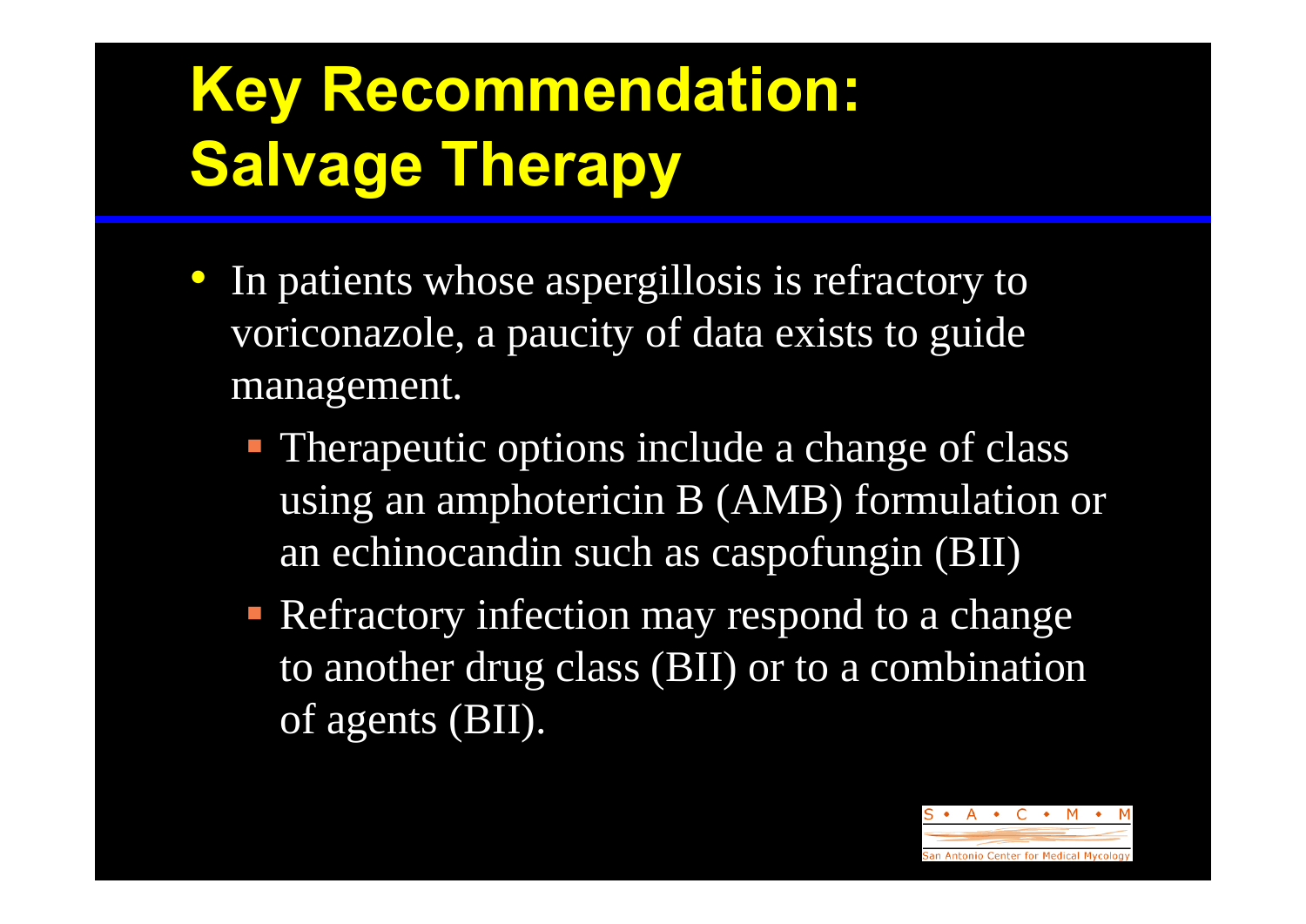# Key Recommendation: Salvage Therapy

- In patients whose aspergillosis is refractory to voriconazole, a paucity of data exists to guide management.
  - Therapeutic options include a change of class using an amphotericin B (AMB) formulation or an echinocandin such as caspofungin (BII)
  - Refractory infection may respond to a change to another drug class (BII) or to a combination of agents (BII).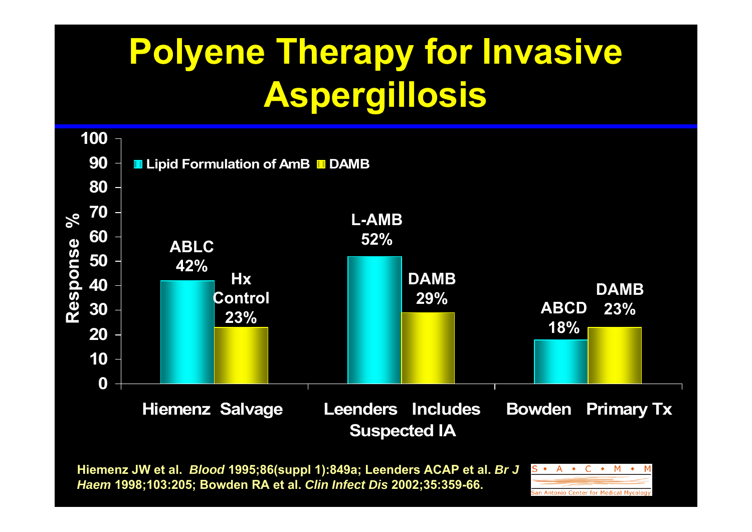# Polyene Therapy for Invasive Aspergillosis

| Study | Lipid Formulation of AmB (Response %) | DAMB (Response %) |
|---|---|---|
| Hiemenz Salvage | ABLC 42% | Hx Control 23% |
| Leenders Includes Suspected IA | L-AMB 52% | DAMB 29% |
| Bowden Primary Tx | ABCD 18% | DAMB 23% |

Hiemenz JW et al. *Blood* 1995;86(suppl 1):849a; Leenders ACAP et al. *Br J Haem* 1998;103:205; Bowden RA et al. *Clin Infect Dis* 2002;35:359-66.

S • A • C • M • M
San Antonio Center for Medical Mycology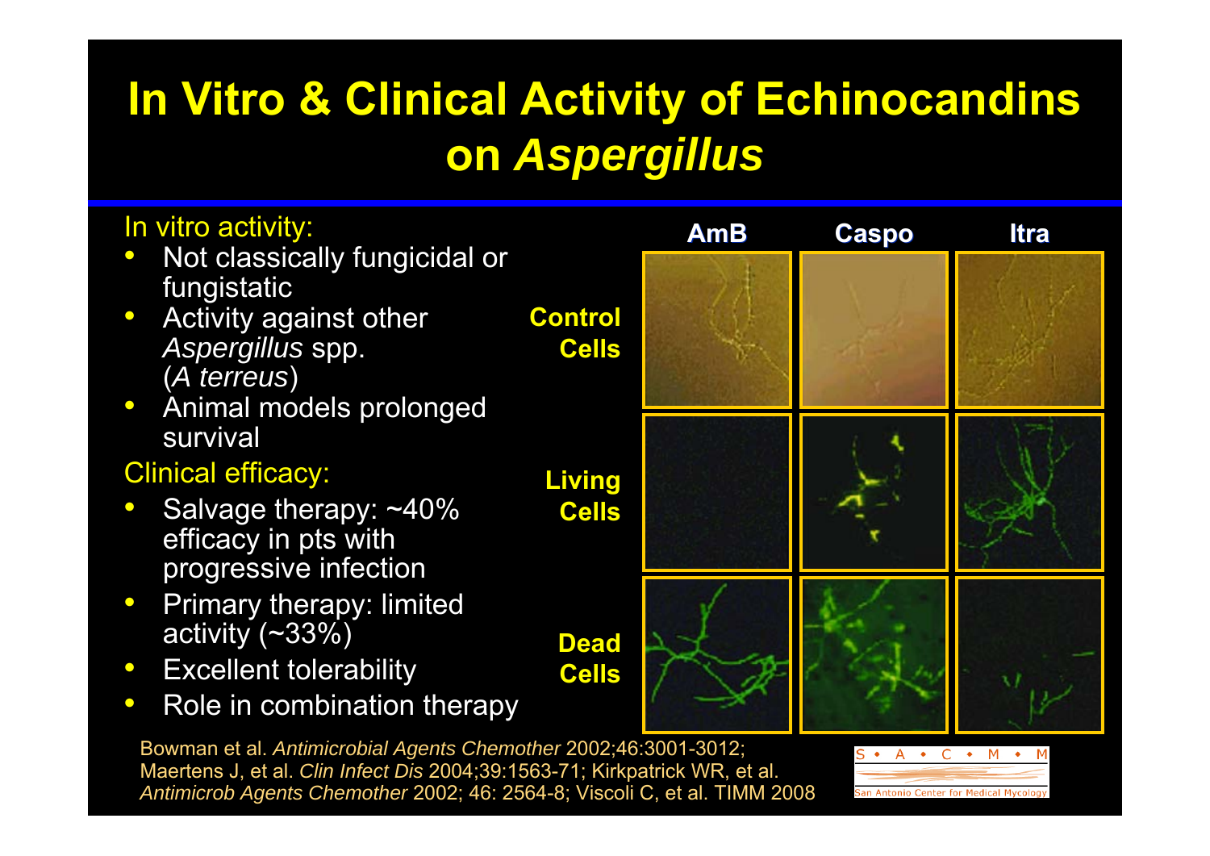# In Vitro & Clinical Activity of Echinocandins on *Aspergillus*

In vitro activity:

- Not classically fungicidal or fungistatic
- Activity against other *Aspergillus* spp. (*A terreus*)
- Animal models prolonged survival

Clinical efficacy:

- Salvage therapy: ~40% efficacy in pts with progressive infection
- Primary therapy: limited activity (~33%)
- Excellent tolerability
- Role in combination therapy

| | AmB | Caspo | Itra |
|---|---|---|---|
| Control Cells | | | |
| Living Cells | | | |
| Dead Cells | | | |

Bowman et al. *Antimicrobial Agents Chemother* 2002;46:3001-3012; Maertens J, et al. *Clin Infect Dis* 2004;39:1563-71; Kirkpatrick WR, et al. *Antimicrob Agents Chemother* 2002; 46: 2564-8; Viscoli C, et al. TIMM 2008

S • A • C • M • M
San Antonio Center for Medical Mycology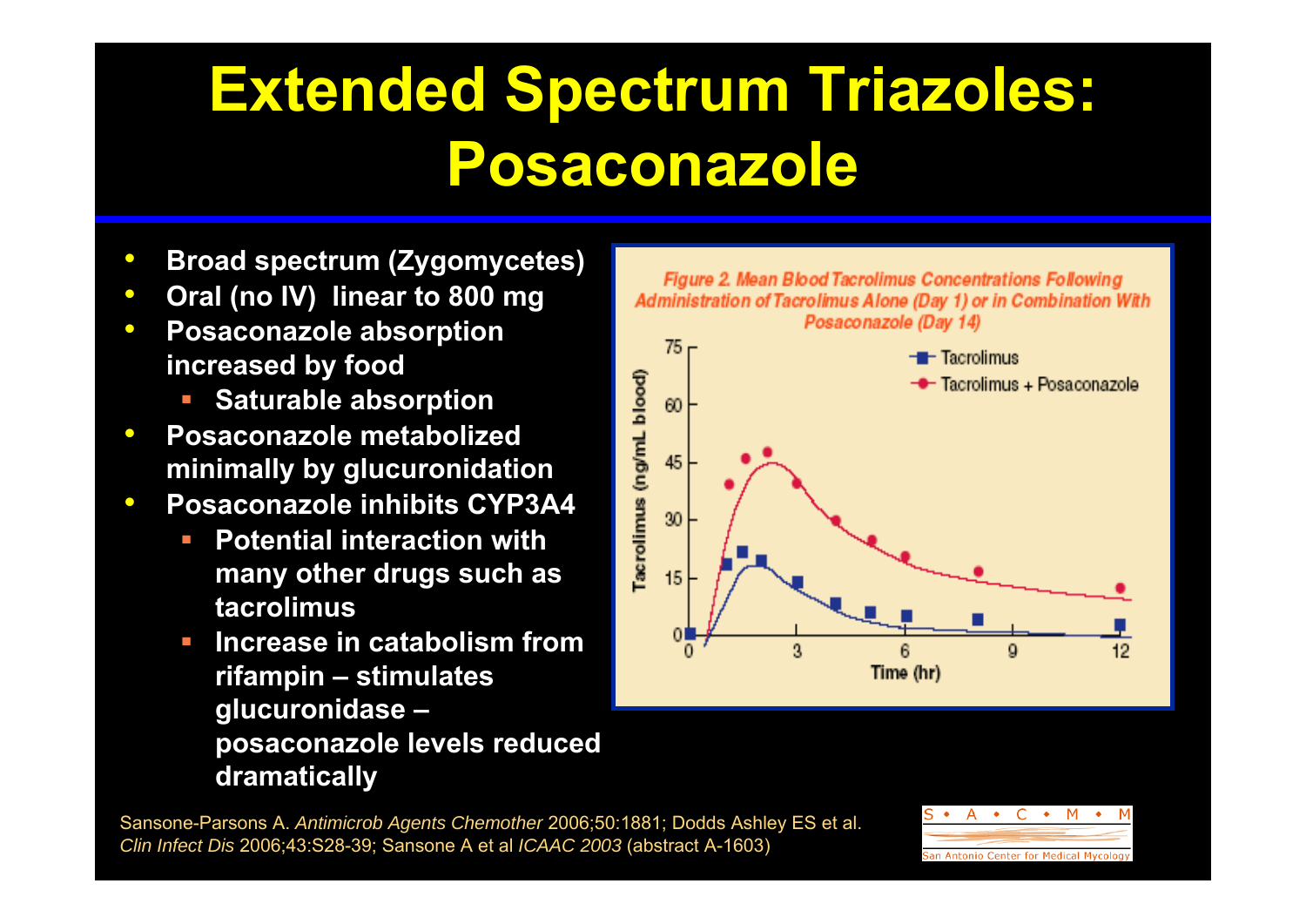# Extended Spectrum Triazoles: Posaconazole

- **Broad spectrum (Zygomycetes)**
- **Oral (no IV) linear to 800 mg**
- **Posaconazole absorption increased by food**
  - **Saturable absorption**
- **Posaconazole metabolized minimally by glucuronidation**
- **Posaconazole inhibits CYP3A4**
  - **Potential interaction with many other drugs such as tacrolimus**
  - **Increase in catabolism from rifampin – stimulates glucuronidase – posaconazole levels reduced dramatically**

*Figure 2. Mean Blood Tacrolimus Concentrations Following Administration of Tacrolimus Alone (Day 1) or in Combination With Posaconazole (Day 14)*

Sansone-Parsons A. *Antimicrob Agents Chemother* 2006;50:1881; Dodds Ashley ES et al. *Clin Infect Dis* 2006;43:S28-39; Sansone A et al *ICAAC 2003* (abstract A-1603)

S • A • C • M • M
San Antonio Center for Medical Mycology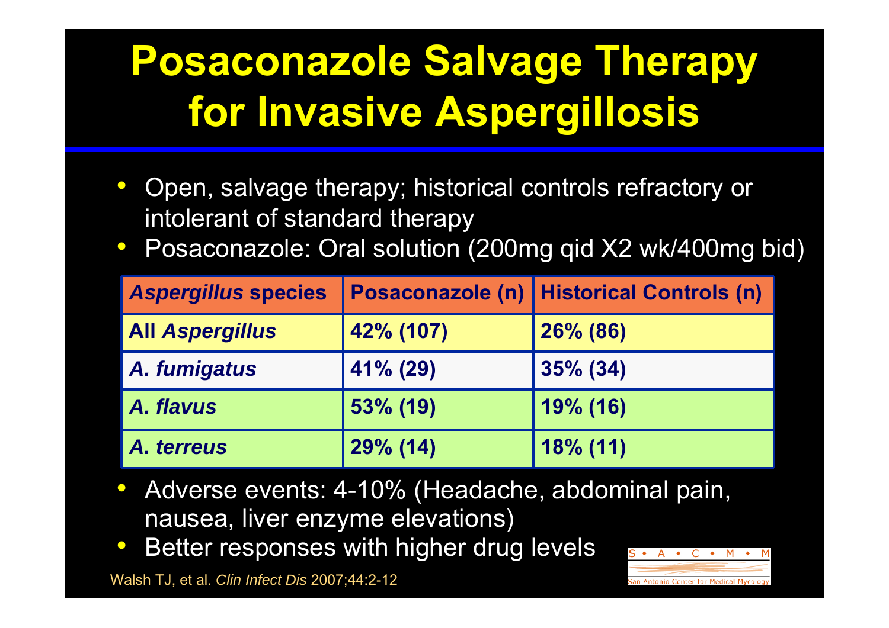# Posaconazole Salvage Therapy for Invasive Aspergillosis

- Open, salvage therapy; historical controls refractory or intolerant of standard therapy
- Posaconazole: Oral solution (200mg qid X2 wk/400mg bid)

| *Aspergillus* species | Posaconazole (n) | Historical Controls (n) |
|---|---|---|
| **All *Aspergillus*** | **42% (107)** | **26% (86)** |
| ***A. fumigatus*** | **41% (29)** | **35% (34)** |
| ***A. flavus*** | **53% (19)** | **19% (16)** |
| ***A. terreus*** | **29% (14)** | **18% (11)** |

- Adverse events: 4-10% (Headache, abdominal pain, nausea, liver enzyme elevations)
- Better responses with higher drug levels

Walsh TJ, et al. *Clin Infect Dis* 2007;44:2-12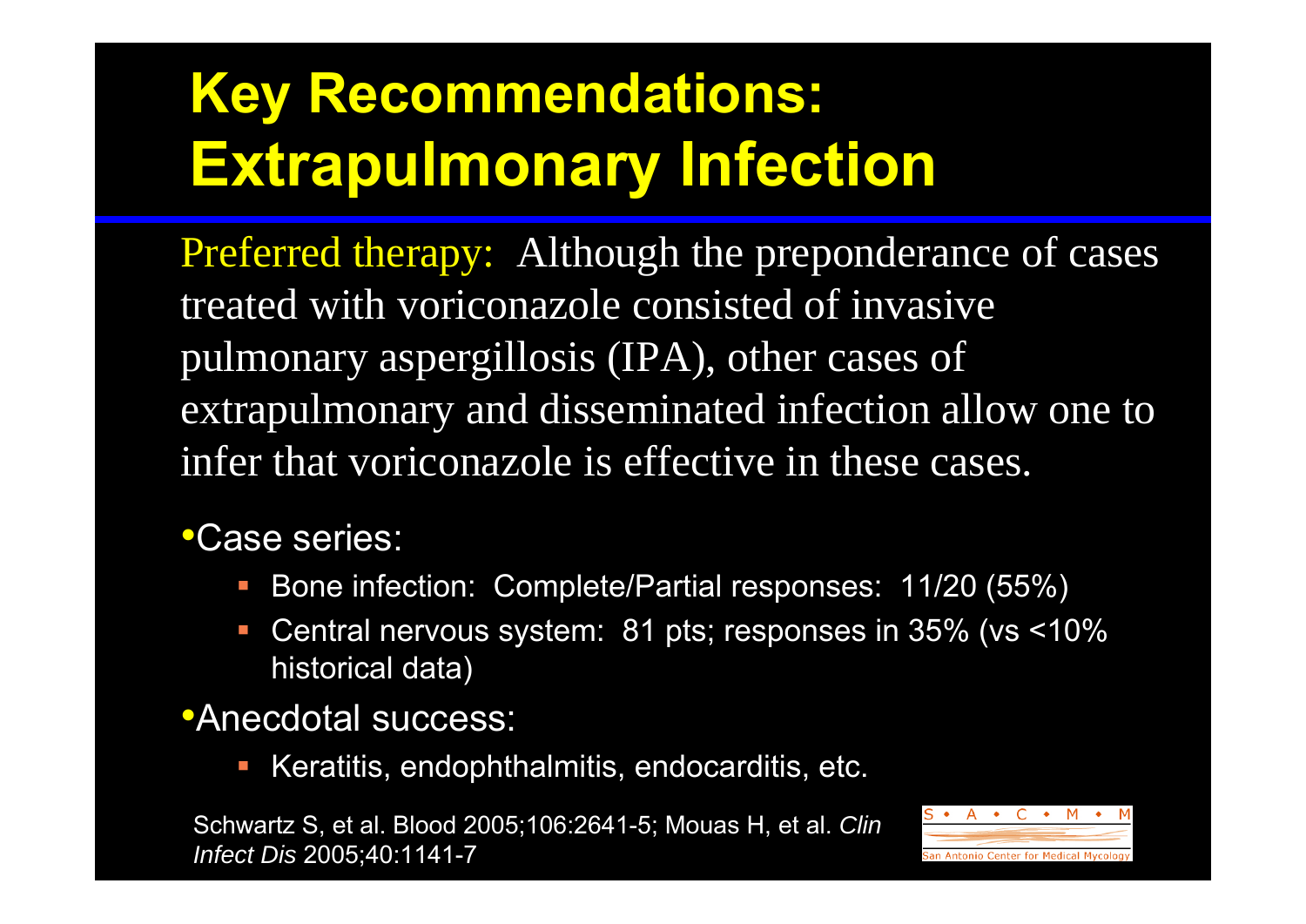# Key Recommendations: Extrapulmonary Infection

Preferred therapy: Although the preponderance of cases treated with voriconazole consisted of invasive pulmonary aspergillosis (IPA), other cases of extrapulmonary and disseminated infection allow one to infer that voriconazole is effective in these cases.

- Case series:
  - Bone infection: Complete/Partial responses: 11/20 (55%)
  - Central nervous system: 81 pts; responses in 35% (vs <10% historical data)
- Anecdotal success:
  - Keratitis, endophthalmitis, endocarditis, etc.

Schwartz S, et al. Blood 2005;106:2641-5; Mouas H, et al. *Clin Infect Dis* 2005;40:1141-7

S • A • C • M • M
San Antonio Center for Medical Mycology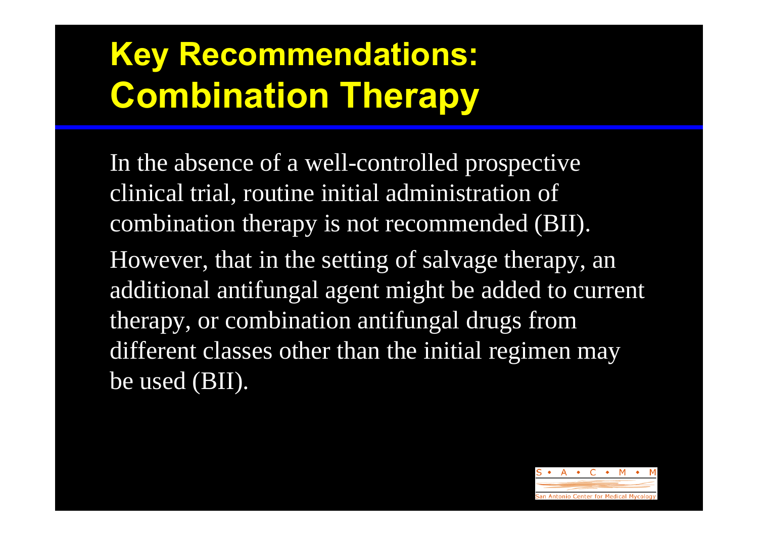# Key Recommendations: Combination Therapy

In the absence of a well-controlled prospective clinical trial, routine initial administration of combination therapy is not recommended (BII).

However, that in the setting of salvage therapy, an additional antifungal agent might be added to current therapy, or combination antifungal drugs from different classes other than the initial regimen may be used (BII).

S • A • C • M • M

San Antonio Center for Medical Mycology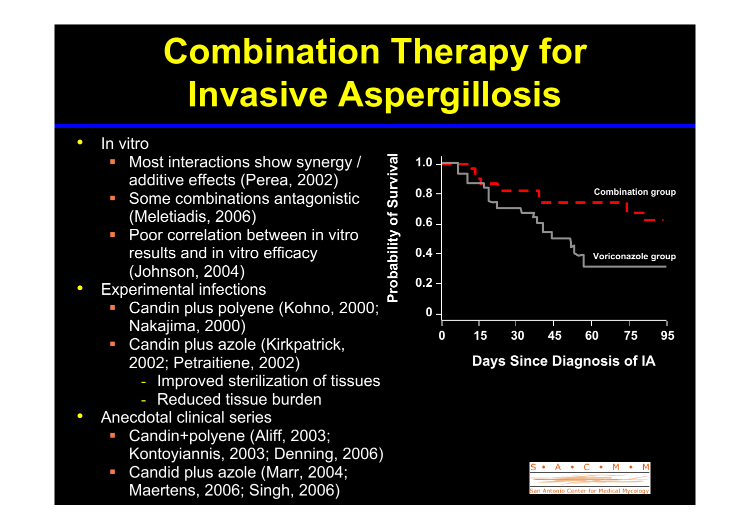# Combination Therapy for Invasive Aspergillosis

- In vitro
  - Most interactions show synergy / additive effects (Perea, 2002)
  - Some combinations antagonistic (Meletiadis, 2006)
  - Poor correlation between in vitro results and in vitro efficacy (Johnson, 2004)
- Experimental infections
  - Candin plus polyene (Kohno, 2000; Nakajima, 2000)
  - Candin plus azole (Kirkpatrick, 2002; Petraitiene, 2002)
    - Improved sterilization of tissues
    - Reduced tissue burden
- Anecdotal clinical series
  - Candin+polyene (Aliff, 2003; Kontoyiannis, 2003; Denning, 2006)
  - Candid plus azole (Marr, 2004; Maertens, 2006; Singh, 2006)

Probability of Survival — Days Since Diagnosis of IA (Combination group vs. Voriconazole group)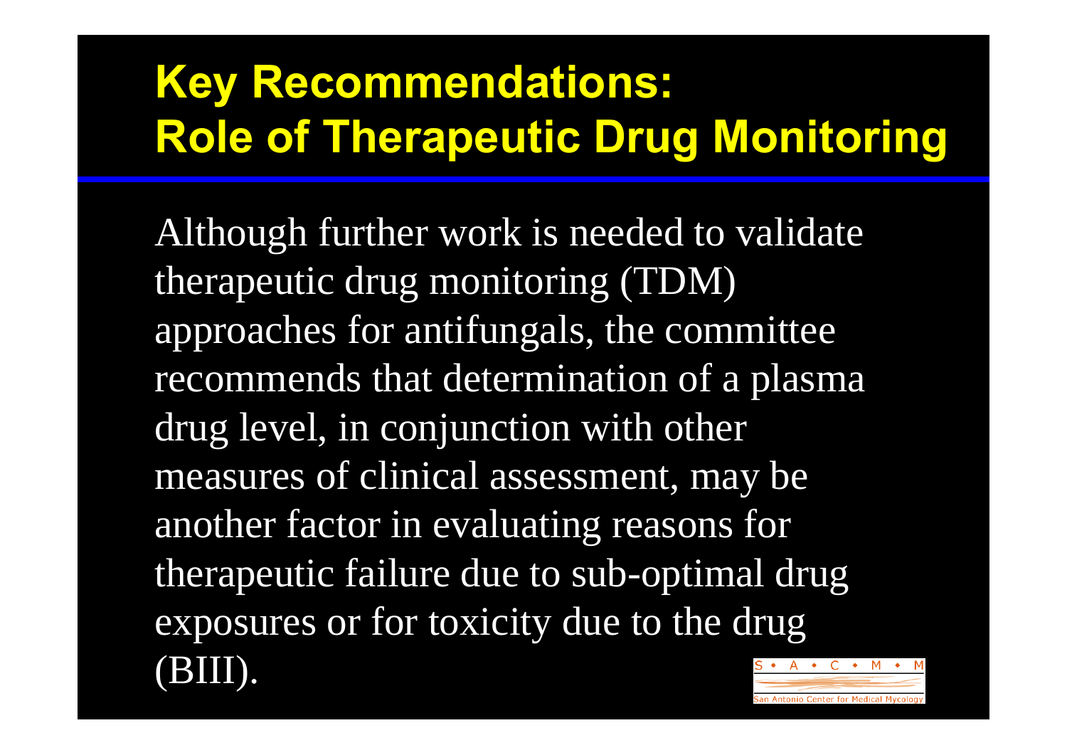# Key Recommendations: Role of Therapeutic Drug Monitoring

Although further work is needed to validate therapeutic drug monitoring (TDM) approaches for antifungals, the committee recommends that determination of a plasma drug level, in conjunction with other measures of clinical assessment, may be another factor in evaluating reasons for therapeutic failure due to sub-optimal drug exposures or for toxicity due to the drug (BIII).

S • A • C • M • M

San Antonio Center for Medical Mycology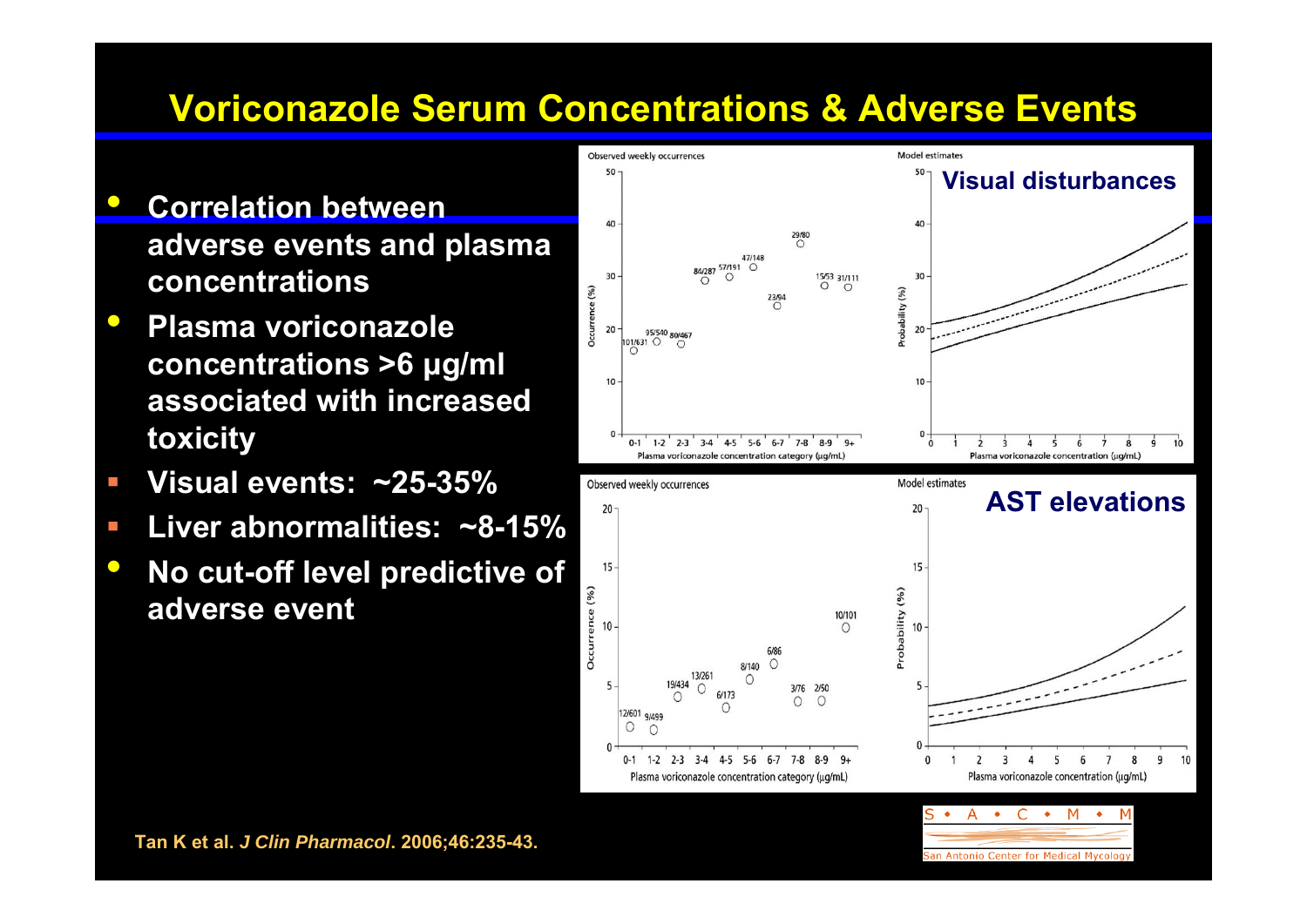# Voriconazole Serum Concentrations & Adverse Events

- **Correlation between adverse events and plasma concentrations**
- **Plasma voriconazole concentrations >6 µg/ml associated with increased toxicity**
  - **Visual events: ~25-35%**
  - **Liver abnormalities: ~8-15%**
- **No cut-off level predictive of adverse event**

**Visual disturbances**

**AST elevations**

Tan K et al. *J Clin Pharmacol*. 2006;46:235-43.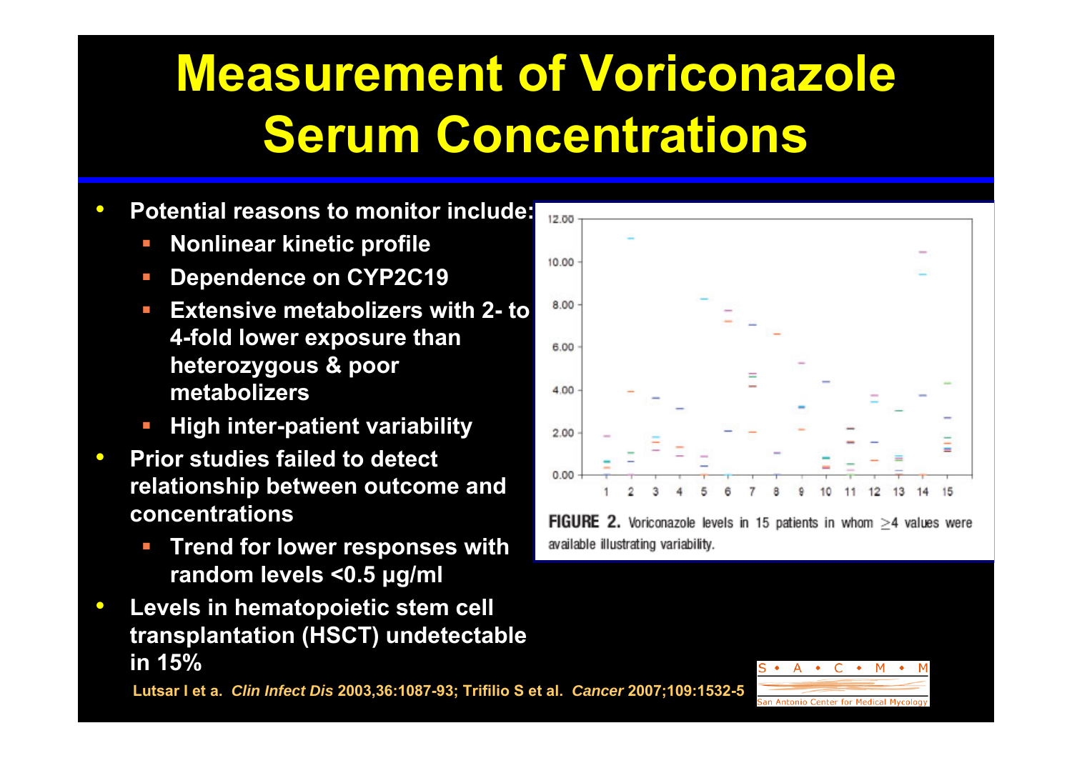# Measurement of Voriconazole Serum Concentrations

- **Potential reasons to monitor include:**
  - **Nonlinear kinetic profile**
  - **Dependence on CYP2C19**
  - **Extensive metabolizers with 2- to 4-fold lower exposure than heterozygous & poor metabolizers**
  - **High inter-patient variability**
- **Prior studies failed to detect relationship between outcome and concentrations**
  - **Trend for lower responses with random levels <0.5 µg/ml**
- **Levels in hematopoietic stem cell transplantation (HSCT) undetectable in 15%**

**FIGURE 2.** Voriconazole levels in 15 patients in whom ≥4 values were available illustrating variability.

**Lutsar I et a.** ***Clin Infect Dis*** **2003,36:1087-93; Trifilio S et al.** ***Cancer*** **2007;109:1532-5**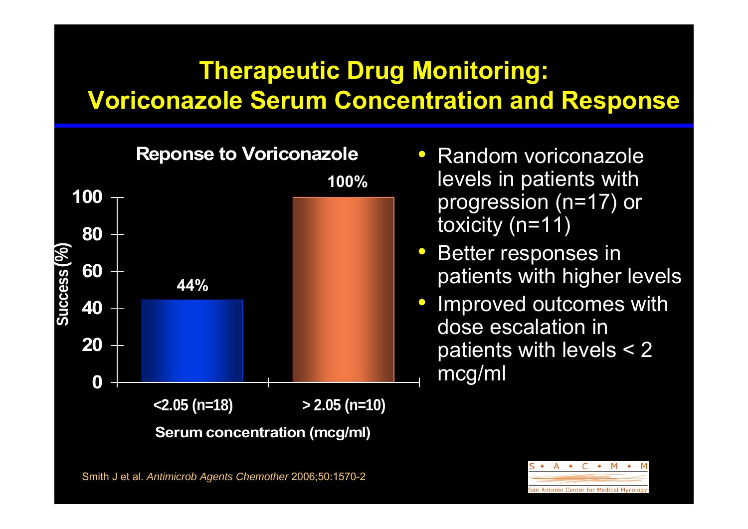# Therapeutic Drug Monitoring: Voriconazole Serum Concentration and Response

**Reponse to Voriconazole**

| Serum concentration (mcg/ml) | Success (%) |
|---|---|
| <2.05 (n=18) | 44% |
| > 2.05 (n=10) | 100% |

- Random voriconazole levels in patients with progression (n=17) or toxicity (n=11)
- Better responses in patients with higher levels
- Improved outcomes with dose escalation in patients with levels < 2 mcg/ml

Smith J et al. *Antimicrob Agents Chemother* 2006;50:1570-2

S • A • C • M • M
San Antonio Center for Medical Mycology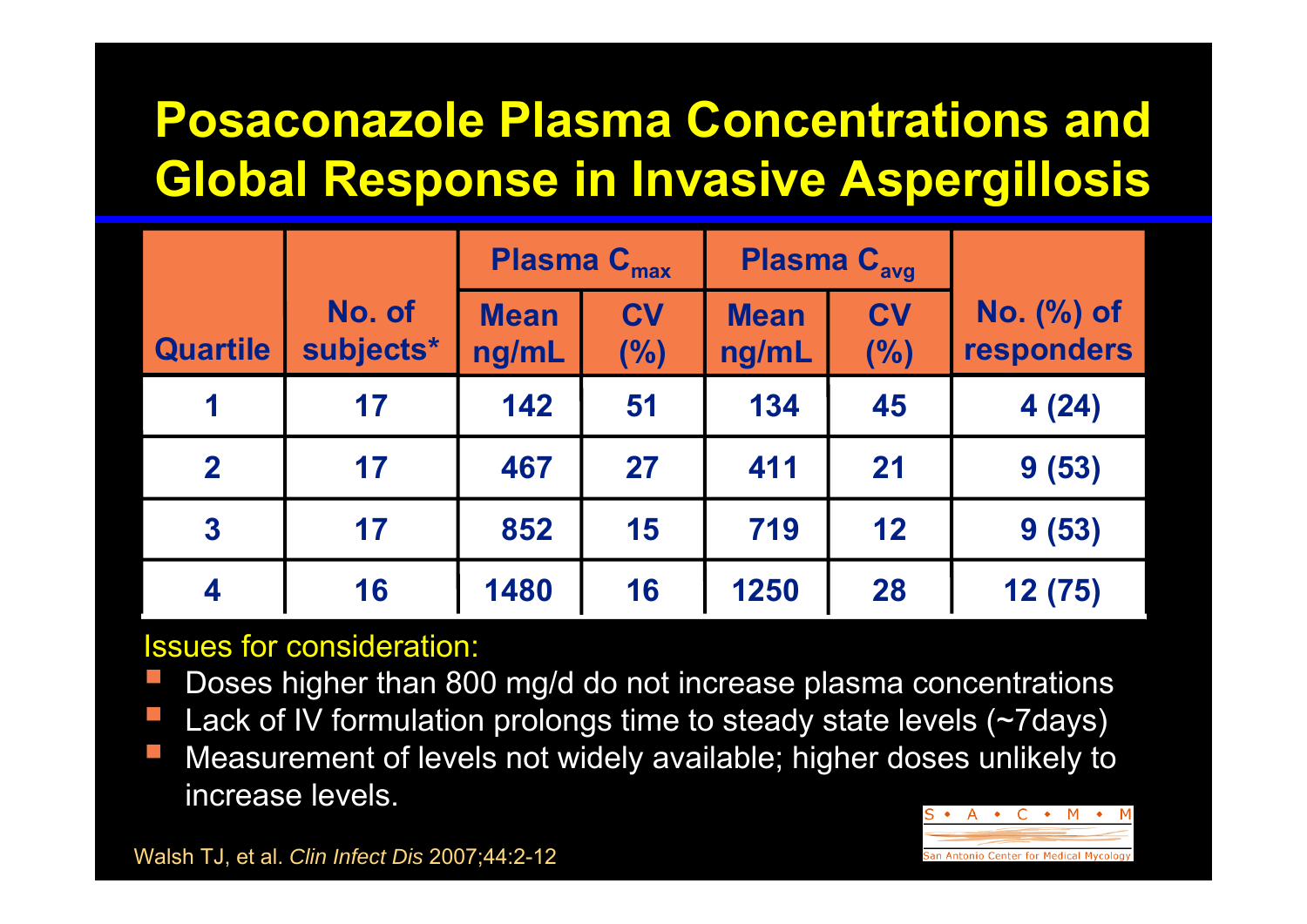# Posaconazole Plasma Concentrations and Global Response in Invasive Aspergillosis

| Quartile | No. of subjects* | Plasma $C_{max}$ | | Plasma $C_{avg}$ | | No. (%) of responders |
|---|---|---|---|---|---|---|
| | | Mean ng/mL | CV (%) | Mean ng/mL | CV (%) | |
| 1 | 17 | 142 | 51 | 134 | 45 | 4 (24) |
| 2 | 17 | 467 | 27 | 411 | 21 | 9 (53) |
| 3 | 17 | 852 | 15 | 719 | 12 | 9 (53) |
| 4 | 16 | 1480 | 16 | 1250 | 28 | 12 (75) |

Issues for consideration:

- Doses higher than 800 mg/d do not increase plasma concentrations
- Lack of IV formulation prolongs time to steady state levels (~7days)
- Measurement of levels not widely available; higher doses unlikely to increase levels.

Walsh TJ, et al. *Clin Infect Dis* 2007;44:2-12

S • A • C • M • M

San Antonio Center for Medical Mycology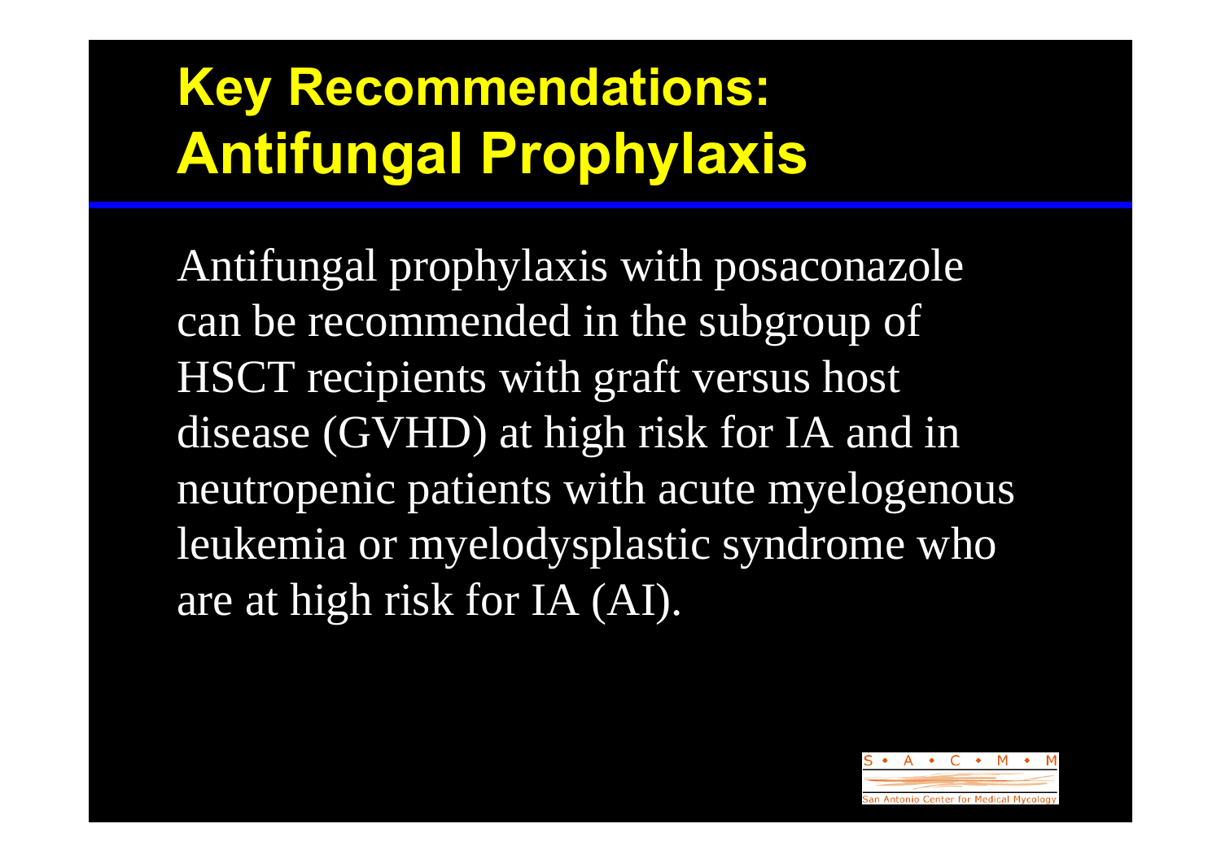# Key Recommendations: Antifungal Prophylaxis

Antifungal prophylaxis with posaconazole can be recommended in the subgroup of HSCT recipients with graft versus host disease (GVHD) at high risk for IA and in neutropenic patients with acute myelogenous leukemia or myelodysplastic syndrome who are at high risk for IA (AI).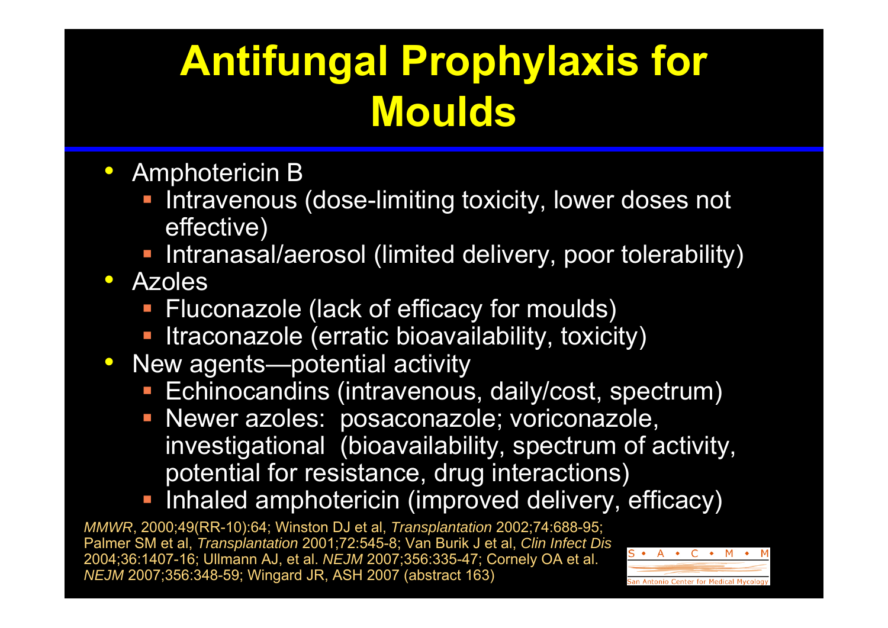# Antifungal Prophylaxis for Moulds

- Amphotericin B
  - Intravenous (dose-limiting toxicity, lower doses not effective)
  - Intranasal/aerosol (limited delivery, poor tolerability)
- Azoles
  - Fluconazole (lack of efficacy for moulds)
  - Itraconazole (erratic bioavailability, toxicity)
- New agents—potential activity
  - Echinocandins (intravenous, daily/cost, spectrum)
  - Newer azoles: posaconazole; voriconazole, investigational (bioavailability, spectrum of activity, potential for resistance, drug interactions)
  - Inhaled amphotericin (improved delivery, efficacy)

*MMWR*, 2000;49(RR-10):64; Winston DJ et al, *Transplantation* 2002;74:688-95; Palmer SM et al, *Transplantation* 2001;72:545-8; Van Burik J et al, *Clin Infect Dis* 2004;36:1407-16; Ullmann AJ, et al. *NEJM* 2007;356:335-47; Cornely OA et al. *NEJM* 2007;356:348-59; Wingard JR, ASH 2007 (abstract 163)

S • A • C • M • M
San Antonio Center for Medical Mycology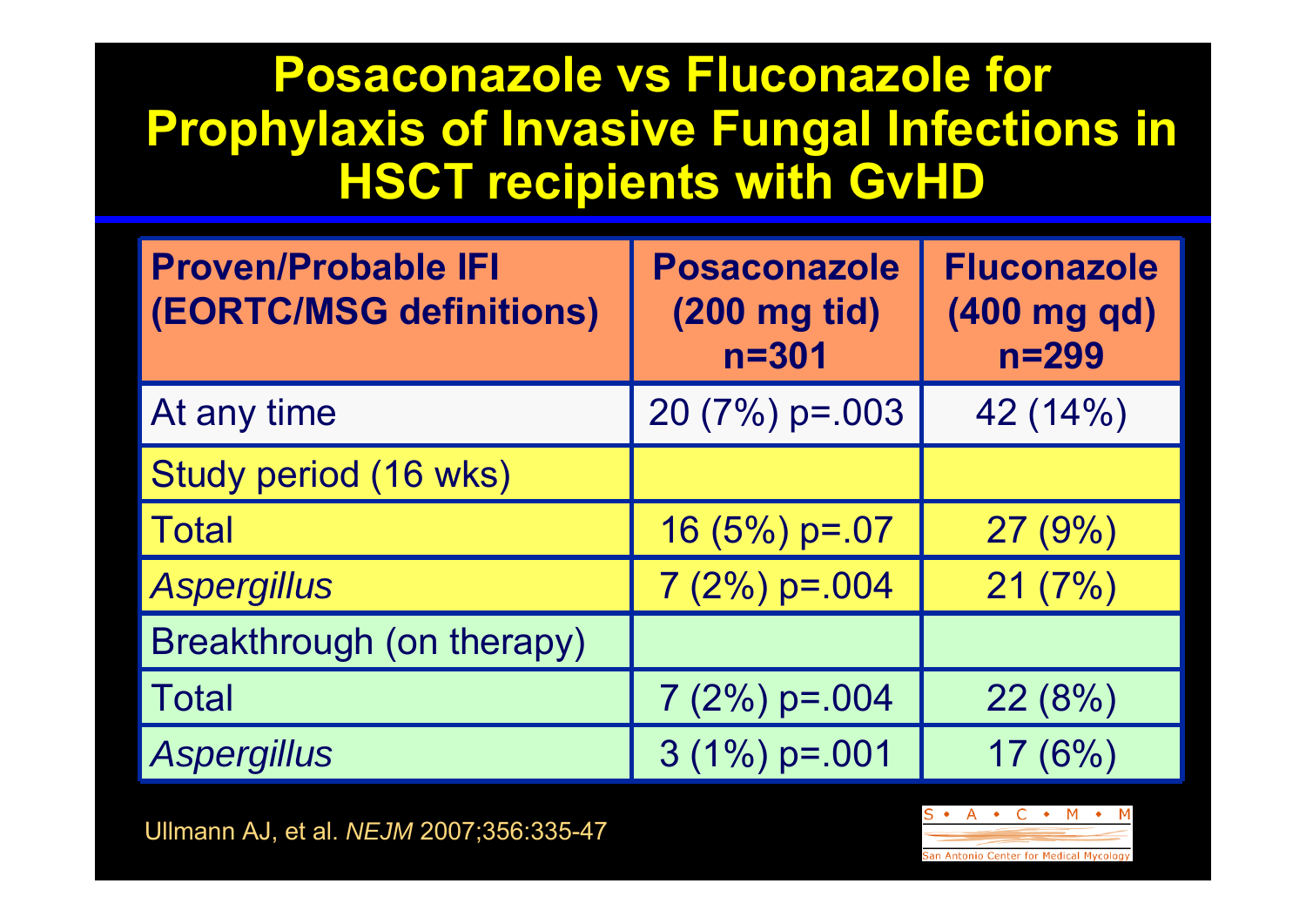# Posaconazole vs Fluconazole for Prophylaxis of Invasive Fungal Infections in HSCT recipients with GvHD

| Proven/Probable IFI (EORTC/MSG definitions) | Posaconazole (200 mg tid) n=301 | Fluconazole (400 mg qd) n=299 |
|---|---|---|
| At any time | 20 (7%) p=.003 | 42 (14%) |
| Study period (16 wks) | | |
| Total | 16 (5%) p=.07 | 27 (9%) |
| *Aspergillus* | 7 (2%) p=.004 | 21 (7%) |
| Breakthrough (on therapy) | | |
| Total | 7 (2%) p=.004 | 22 (8%) |
| *Aspergillus* | 3 (1%) p=.001 | 17 (6%) |

Ullmann AJ, et al. *NEJM* 2007;356:335-47

S • A • C • M • M
San Antonio Center for Medical Mycology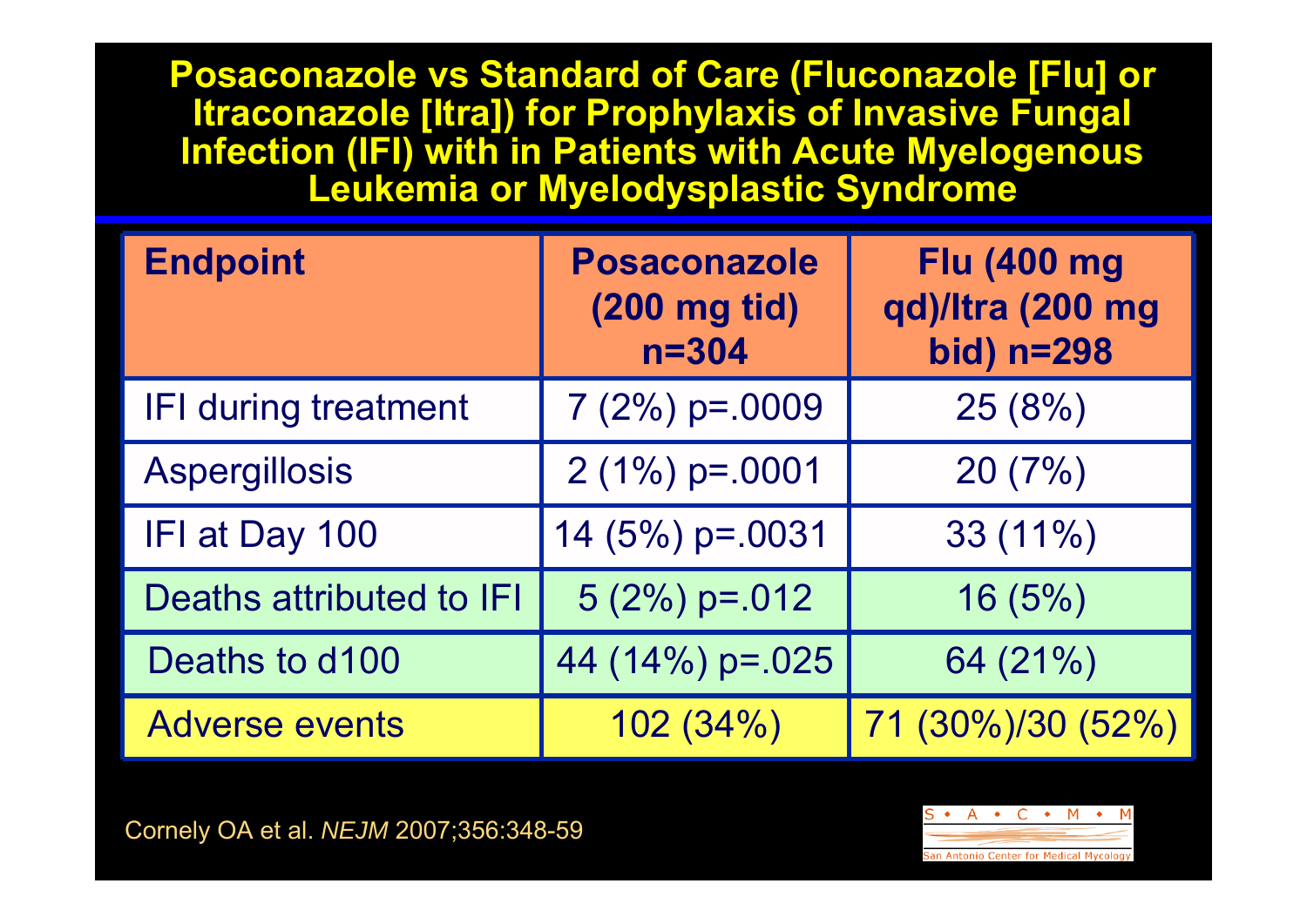# Posaconazole vs Standard of Care (Fluconazole [Flu] or Itraconazole [Itra]) for Prophylaxis of Invasive Fungal Infection (IFI) with in Patients with Acute Myelogenous Leukemia or Myelodysplastic Syndrome

| Endpoint | Posaconazole (200 mg tid) n=304 | Flu (400 mg qd)/Itra (200 mg bid) n=298 |
|---|---|---|
| IFI during treatment | 7 (2%) p=.0009 | 25 (8%) |
| Aspergillosis | 2 (1%) p=.0001 | 20 (7%) |
| IFI at Day 100 | 14 (5%) p=.0031 | 33 (11%) |
| Deaths attributed to IFI | 5 (2%) p=.012 | 16 (5%) |
| Deaths to d100 | 44 (14%) p=.025 | 64 (21%) |
| Adverse events | 102 (34%) | 71 (30%)/30 (52%) |

Cornely OA et al. *NEJM* 2007;356:348-59

S • A • C • M • M
San Antonio Center for Medical Mycology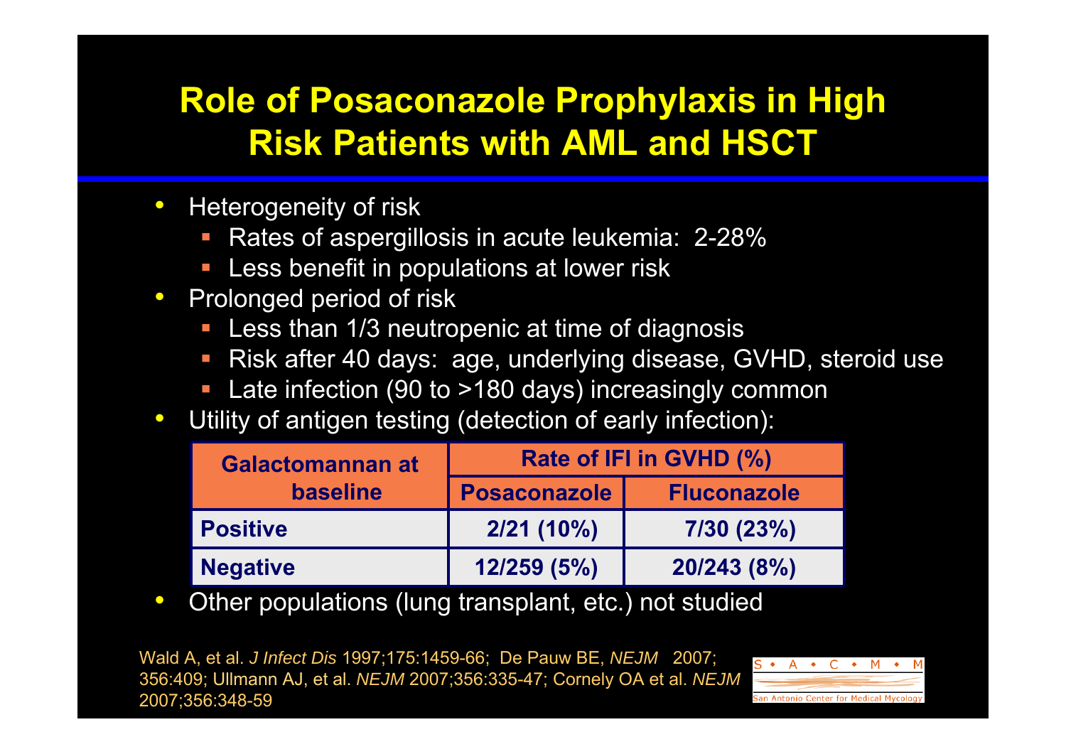# Role of Posaconazole Prophylaxis in High Risk Patients with AML and HSCT

- Heterogeneity of risk
  - Rates of aspergillosis in acute leukemia: 2-28%
  - Less benefit in populations at lower risk
- Prolonged period of risk
  - Less than 1/3 neutropenic at time of diagnosis
  - Risk after 40 days: age, underlying disease, GVHD, steroid use
  - Late infection (90 to >180 days) increasingly common
- Utility of antigen testing (detection of early infection):

| Galactomannan at baseline | Rate of IFI in GVHD (%) | |
|---|---|---|
| | Posaconazole | Fluconazole |
| Positive | 2/21 (10%) | 7/30 (23%) |
| Negative | 12/259 (5%) | 20/243 (8%) |

- Other populations (lung transplant, etc.) not studied

Wald A, et al. *J Infect Dis* 1997;175:1459-66; De Pauw BE, *NEJM* 2007; 356:409; Ullmann AJ, et al. *NEJM* 2007;356:335-47; Cornely OA et al. *NEJM* 2007;356:348-59

S • A • C • M • M
San Antonio Center for Medical Mycology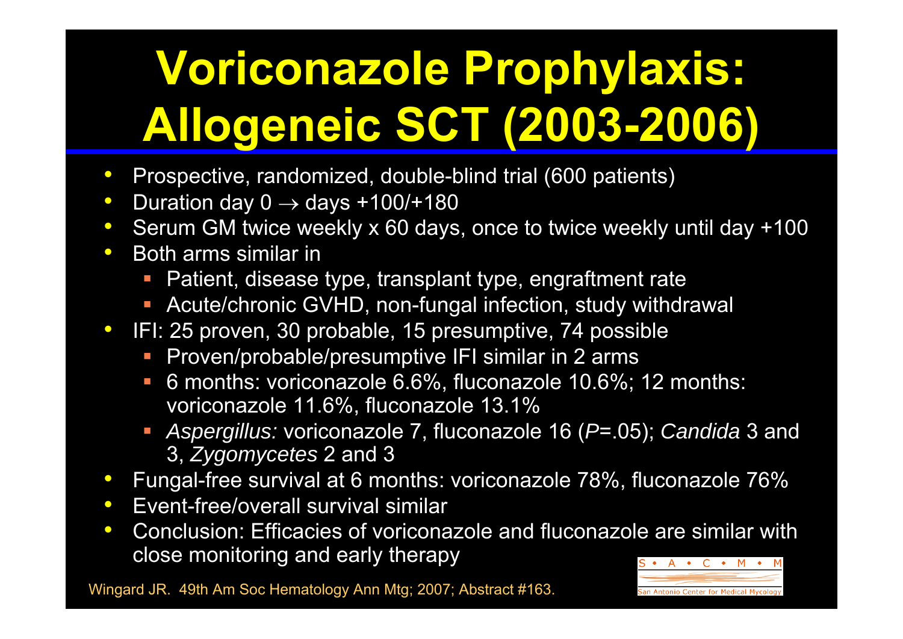# Voriconazole Prophylaxis: Allogeneic SCT (2003-2006)

- Prospective, randomized, double-blind trial (600 patients)
- Duration day 0 → days +100/+180
- Serum GM twice weekly x 60 days, once to twice weekly until day +100
- Both arms similar in
  - Patient, disease type, transplant type, engraftment rate
  - Acute/chronic GVHD, non-fungal infection, study withdrawal
- IFI: 25 proven, 30 probable, 15 presumptive, 74 possible
  - Proven/probable/presumptive IFI similar in 2 arms
  - 6 months: voriconazole 6.6%, fluconazole 10.6%; 12 months: voriconazole 11.6%, fluconazole 13.1%
  - *Aspergillus:* voriconazole 7, fluconazole 16 (*P*=.05); *Candida* 3 and 3, *Zygomycetes* 2 and 3
- Fungal-free survival at 6 months: voriconazole 78%, fluconazole 76%
- Event-free/overall survival similar
- Conclusion: Efficacies of voriconazole and fluconazole are similar with close monitoring and early therapy

Wingard JR. 49th Am Soc Hematology Ann Mtg; 2007; Abstract #163.

S • A • C • M • M
San Antonio Center for Medical Mycology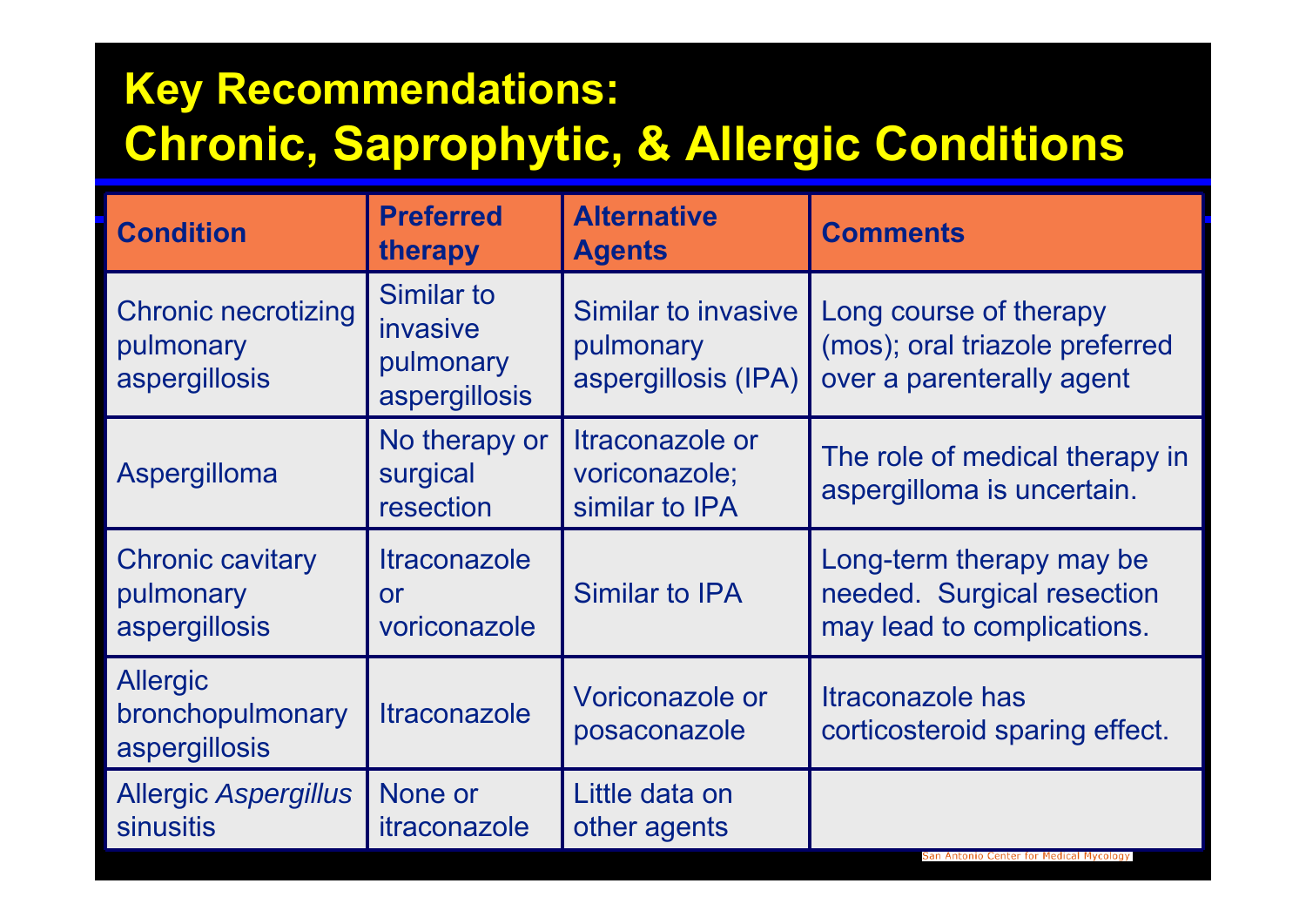# Key Recommendations: Chronic, Saprophytic, & Allergic Conditions

| Condition | Preferred therapy | Alternative Agents | Comments |
|---|---|---|---|
| Chronic necrotizing pulmonary aspergillosis | Similar to invasive pulmonary aspergillosis | Similar to invasive pulmonary aspergillosis (IPA) | Long course of therapy (mos); oral triazole preferred over a parenterally agent |
| Aspergilloma | No therapy or surgical resection | Itraconazole or voriconazole; similar to IPA | The role of medical therapy in aspergilloma is uncertain. |
| Chronic cavitary pulmonary aspergillosis | Itraconazole or voriconazole | Similar to IPA | Long-term therapy may be needed. Surgical resection may lead to complications. |
| Allergic bronchopulmonary aspergillosis | Itraconazole | Voriconazole or posaconazole | Itraconazole has corticosteroid sparing effect. |
| Allergic *Aspergillus* sinusitis | None or itraconazole | Little data on other agents | |

San Antonio Center for Medical Mycology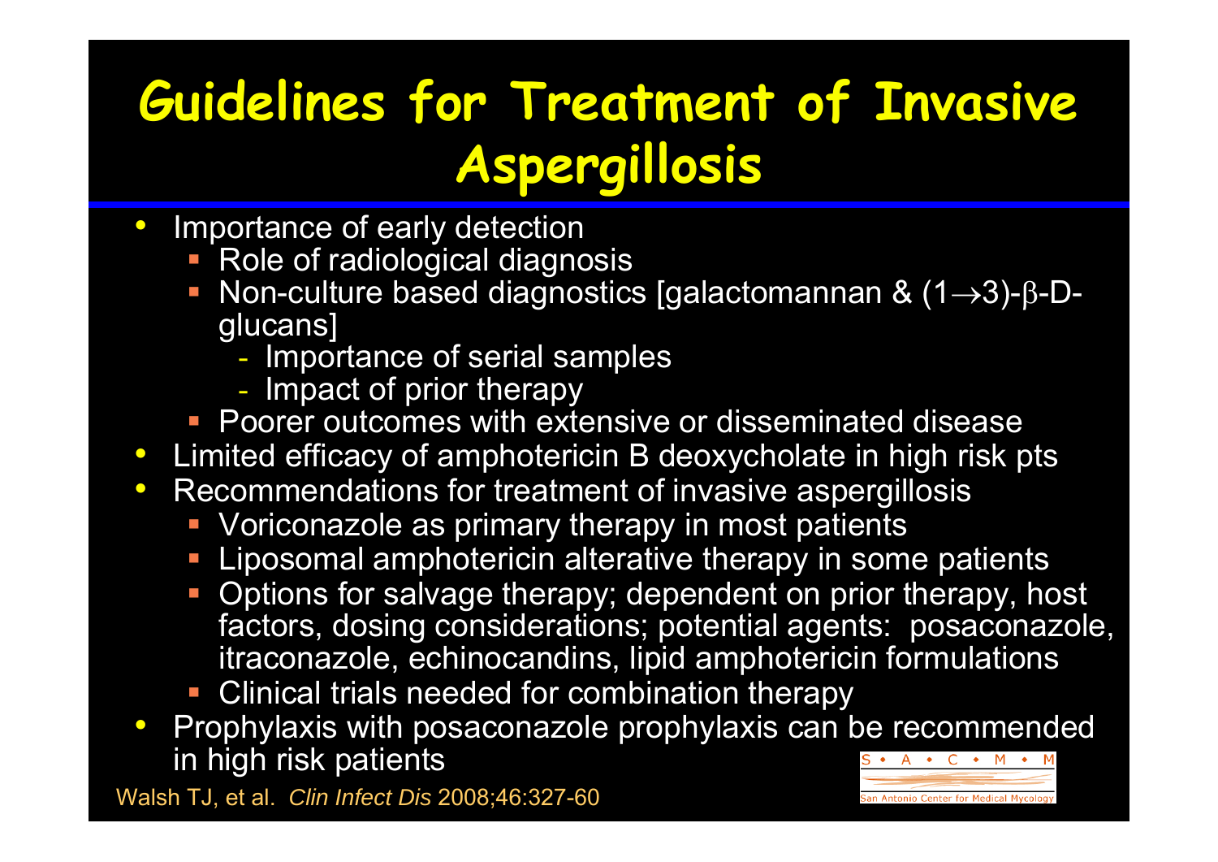# Guidelines for Treatment of Invasive Aspergillosis

- Importance of early detection
  - Role of radiological diagnosis
  - Non-culture based diagnostics [galactomannan & (1$\rightarrow$3)-$\beta$-D-glucans]
    - Importance of serial samples
    - Impact of prior therapy
  - Poorer outcomes with extensive or disseminated disease
- Limited efficacy of amphotericin B deoxycholate in high risk pts
- Recommendations for treatment of invasive aspergillosis
  - Voriconazole as primary therapy in most patients
  - Liposomal amphotericin alterative therapy in some patients
  - Options for salvage therapy; dependent on prior therapy, host factors, dosing considerations; potential agents: posaconazole, itraconazole, echinocandins, lipid amphotericin formulations
  - Clinical trials needed for combination therapy
- Prophylaxis with posaconazole prophylaxis can be recommended in high risk patients

Walsh TJ, et al. *Clin Infect Dis* 2008;46:327-60

S • A • C • M • M
San Antonio Center for Medical Mycology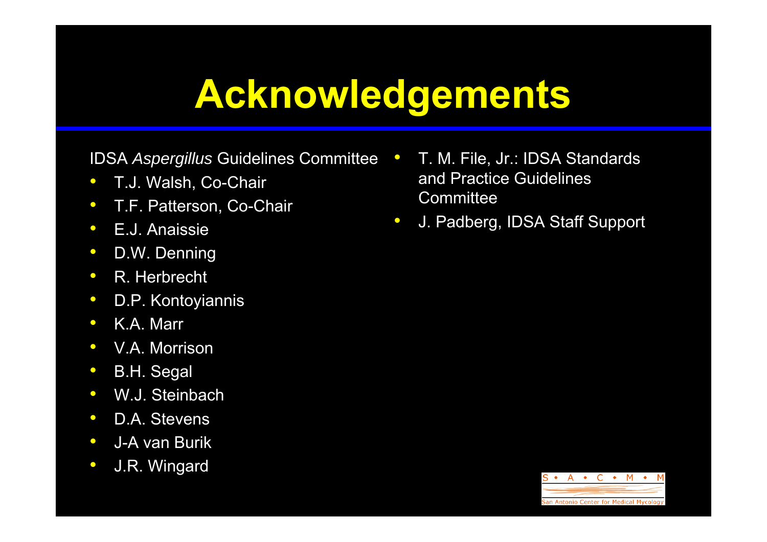# Acknowledgements

IDSA *Aspergillus* Guidelines Committee

- T.J. Walsh, Co-Chair
- T.F. Patterson, Co-Chair
- E.J. Anaissie
- D.W. Denning
- R. Herbrecht
- D.P. Kontoyiannis
- K.A. Marr
- V.A. Morrison
- B.H. Segal
- W.J. Steinbach
- D.A. Stevens
- J-A van Burik
- J.R. Wingard

- T. M. File, Jr.: IDSA Standards and Practice Guidelines Committee
- J. Padberg, IDSA Staff Support

S • A • C • M • M

San Antonio Center for Medical Mycology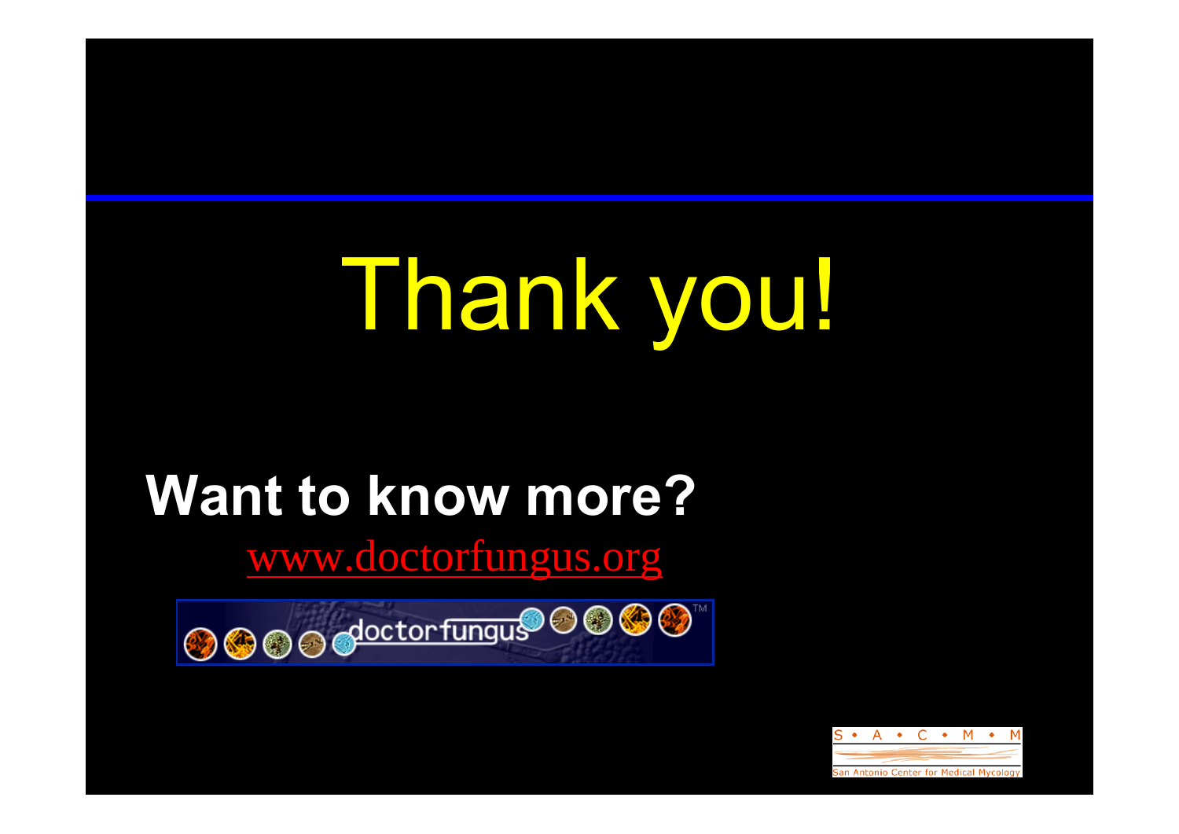# Thank you!

**Want to know more?**

www.doctorfungus.org

doctorfungus™

S • A • C • M • M

San Antonio Center for Medical Mycology